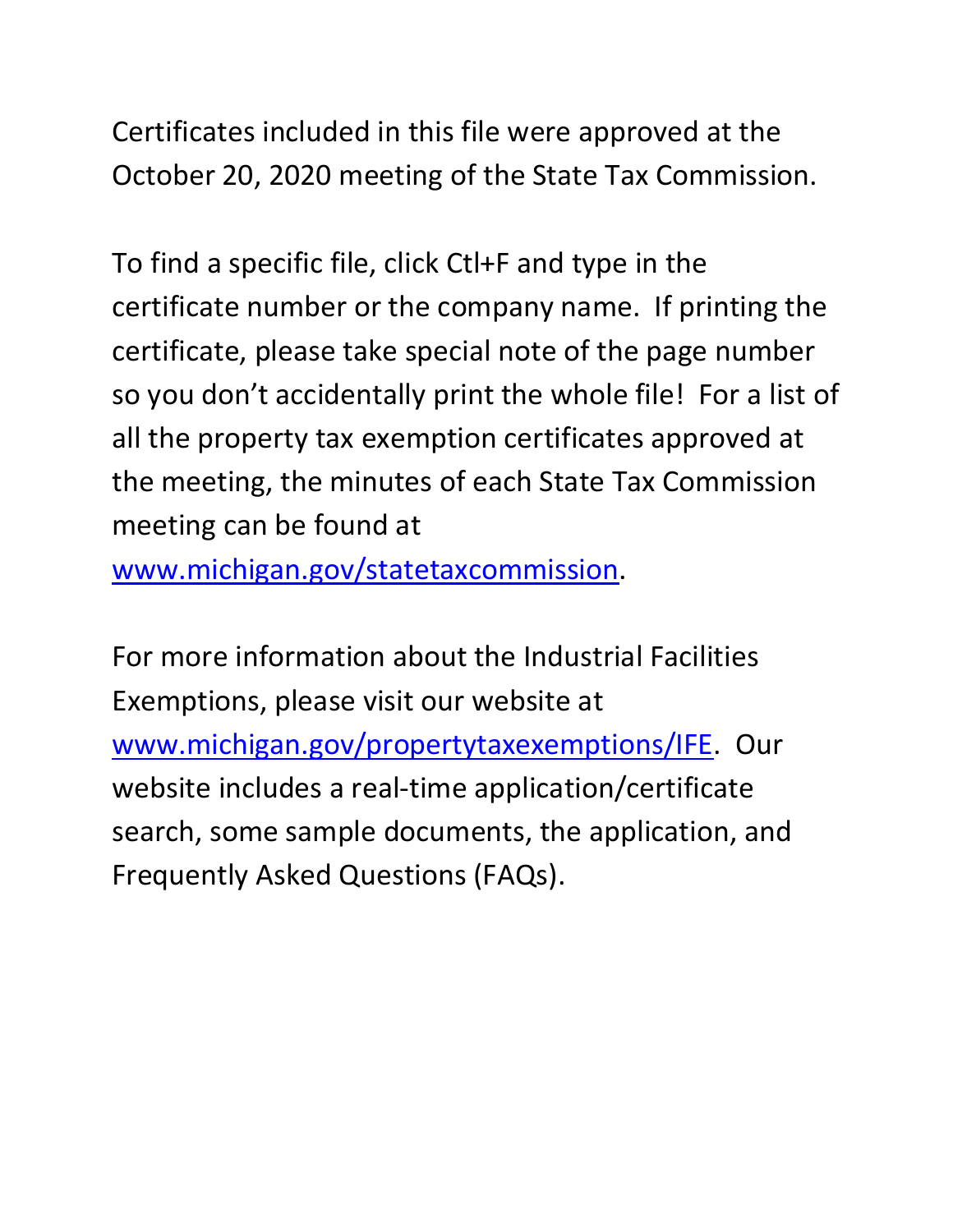Certificates included in this file were approved at the October 20, 2020 meeting of the State Tax Commission.

To find a specific file, click Ctl+F and type in the certificate number or the company name. If printing the certificate, please take special note of the page number so you don't accidentally print the whole file! For a list of all the property tax exemption certificates approved at the meeting, the minutes of each State Tax Commission meeting can be found at [www.michigan.gov/statetaxcommission](www.michigan.gov/statetaxcommission).

For more information about the Industrial Facilities Exemptions, please visit our website at [www.michigan.gov/propertytaxexemptions/IFE](www.michigan.gov/propertytaxexemptions/IFE). Our website includes a real-time application/certificate search, some sample documents, the application, and Frequently Asked Questions (FAQs).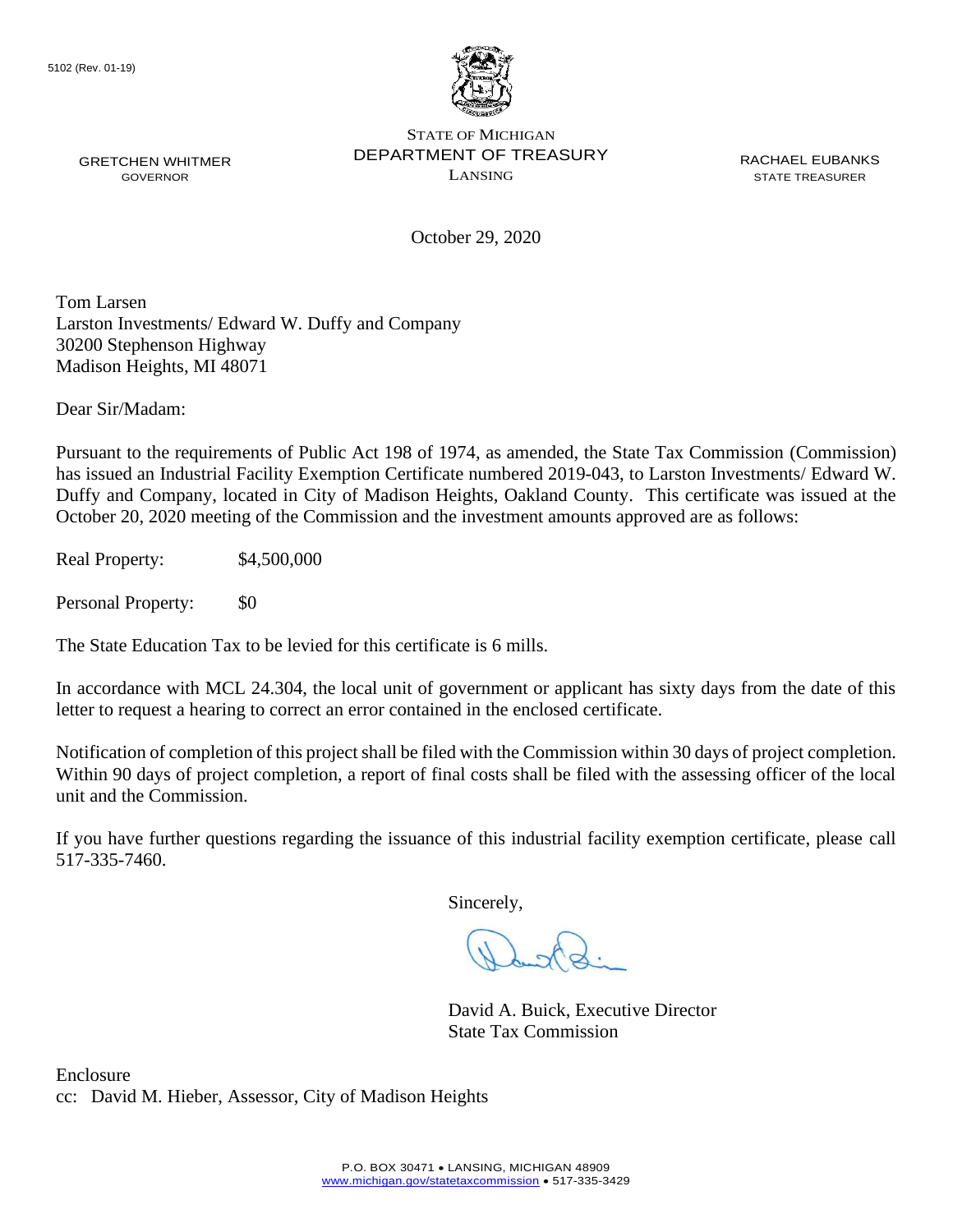5102 (Rev. 01-19)

STATE OF MICHIGAN
DEPARTMENT OF TREASURY
LANSING

GRETCHEN WHITMER
GOVERNOR

RACHAEL EUBANKS
STATE TREASURER

October 29, 2020

Tom Larsen
Larston Investments/ Edward W. Duffy and Company
30200 Stephenson Highway
Madison Heights, MI 48071

Dear Sir/Madam:

Pursuant to the requirements of Public Act 198 of 1974, as amended, the State Tax Commission (Commission) has issued an Industrial Facility Exemption Certificate numbered 2019-043, to Larston Investments/ Edward W. Duffy and Company, located in City of Madison Heights, Oakland County. This certificate was issued at the October 20, 2020 meeting of the Commission and the investment amounts approved are as follows:

Real Property: $4,500,000

Personal Property: $0

The State Education Tax to be levied for this certificate is 6 mills.

In accordance with MCL 24.304, the local unit of government or applicant has sixty days from the date of this letter to request a hearing to correct an error contained in the enclosed certificate.

Notification of completion of this project shall be filed with the Commission within 30 days of project completion. Within 90 days of project completion, a report of final costs shall be filed with the assessing officer of the local unit and the Commission.

If you have further questions regarding the issuance of this industrial facility exemption certificate, please call 517-335-7460.

Sincerely,

David A. Buick, Executive Director
State Tax Commission

Enclosure
cc: David M. Hieber, Assessor, City of Madison Heights

P.O. BOX 30471 • LANSING, MICHIGAN 48909
www.michigan.gov/statetaxcommission • 517-335-3429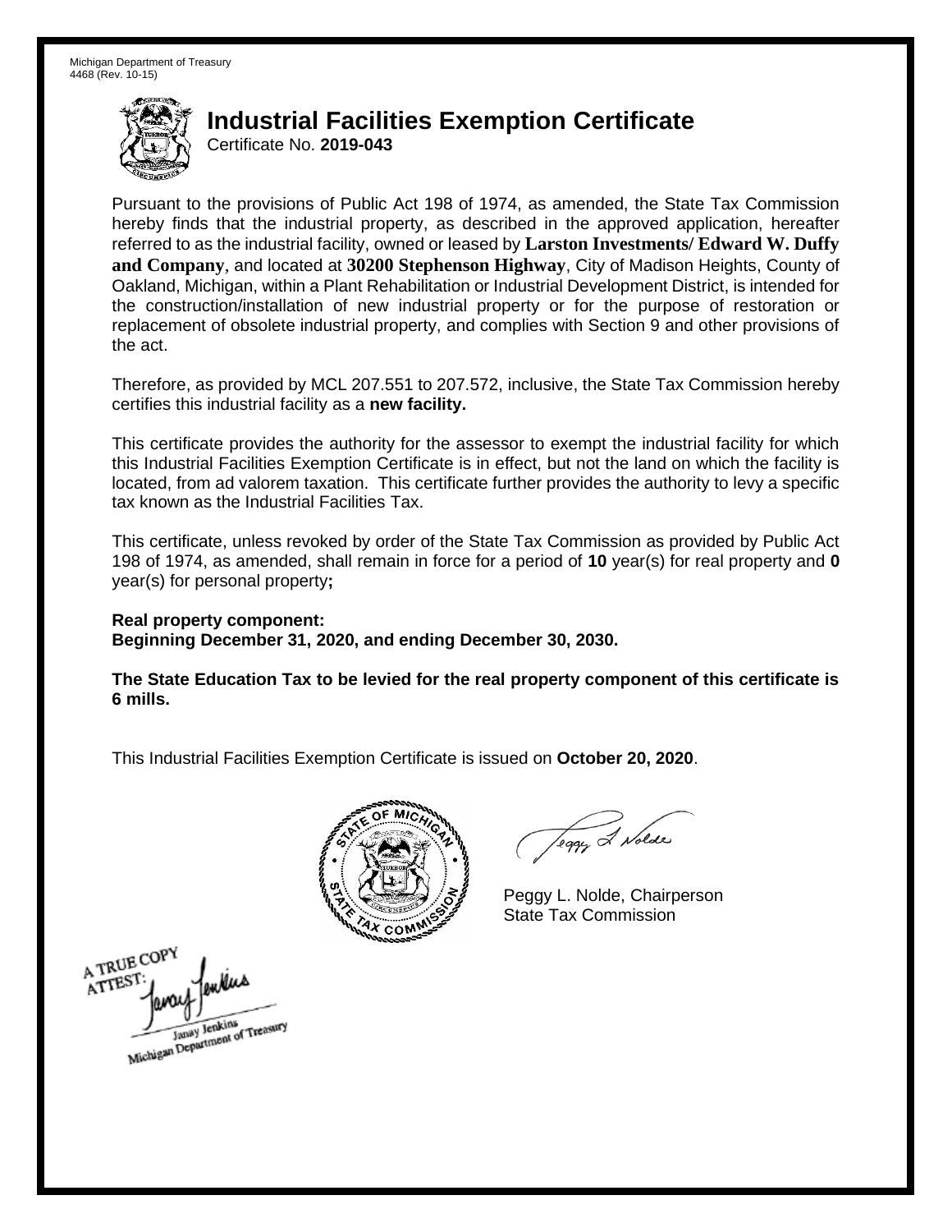Michigan Department of Treasury
4468 (Rev. 10-15)

# Industrial Facilities Exemption Certificate

Certificate No. **2019-043**

Pursuant to the provisions of Public Act 198 of 1974, as amended, the State Tax Commission hereby finds that the industrial property, as described in the approved application, hereafter referred to as the industrial facility, owned or leased by **Larston Investments/ Edward W. Duffy and Company**, and located at **30200 Stephenson Highway**, City of Madison Heights, County of Oakland, Michigan, within a Plant Rehabilitation or Industrial Development District, is intended for the construction/installation of new industrial property or for the purpose of restoration or replacement of obsolete industrial property, and complies with Section 9 and other provisions of the act.

Therefore, as provided by MCL 207.551 to 207.572, inclusive, the State Tax Commission hereby certifies this industrial facility as a **new facility.**

This certificate provides the authority for the assessor to exempt the industrial facility for which this Industrial Facilities Exemption Certificate is in effect, but not the land on which the facility is located, from ad valorem taxation. This certificate further provides the authority to levy a specific tax known as the Industrial Facilities Tax.

This certificate, unless revoked by order of the State Tax Commission as provided by Public Act 198 of 1974, as amended, shall remain in force for a period of **10** year(s) for real property and **0** year(s) for personal property**;**

**Real property component:**
**Beginning December 31, 2020, and ending December 30, 2030.**

**The State Education Tax to be levied for the real property component of this certificate is 6 mills.**

This Industrial Facilities Exemption Certificate is issued on **October 20, 2020**.

Peggy L. Nolde, Chairperson
State Tax Commission

A TRUE COPY
ATTEST:
Janay Jenkins
Michigan Department of Treasury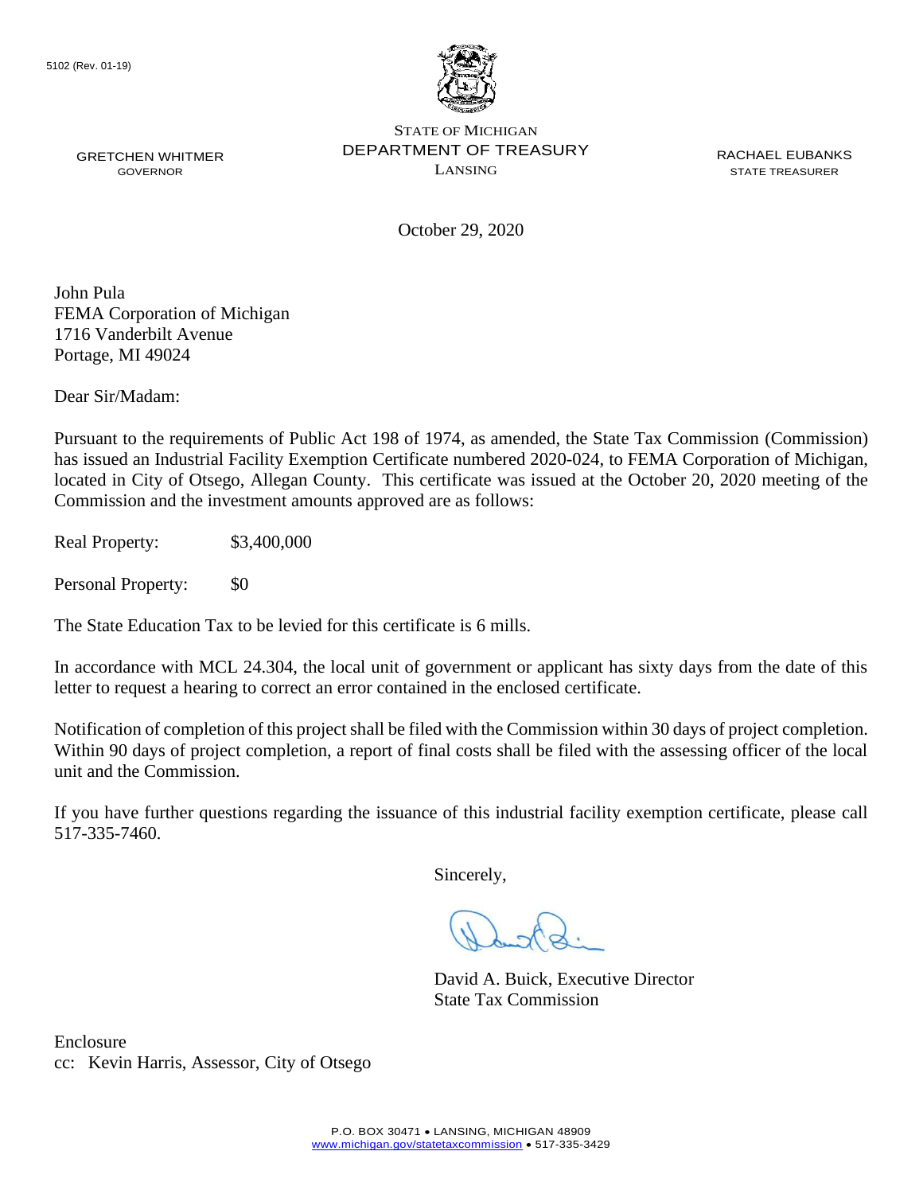5102 (Rev. 01-19)

STATE OF MICHIGAN
DEPARTMENT OF TREASURY
LANSING

GRETCHEN WHITMER
GOVERNOR

RACHAEL EUBANKS
STATE TREASURER

October 29, 2020

John Pula
FEMA Corporation of Michigan
1716 Vanderbilt Avenue
Portage, MI 49024

Dear Sir/Madam:

Pursuant to the requirements of Public Act 198 of 1974, as amended, the State Tax Commission (Commission) has issued an Industrial Facility Exemption Certificate numbered 2020-024, to FEMA Corporation of Michigan, located in City of Otsego, Allegan County. This certificate was issued at the October 20, 2020 meeting of the Commission and the investment amounts approved are as follows:

Real Property: $3,400,000

Personal Property: $0

The State Education Tax to be levied for this certificate is 6 mills.

In accordance with MCL 24.304, the local unit of government or applicant has sixty days from the date of this letter to request a hearing to correct an error contained in the enclosed certificate.

Notification of completion of this project shall be filed with the Commission within 30 days of project completion. Within 90 days of project completion, a report of final costs shall be filed with the assessing officer of the local unit and the Commission.

If you have further questions regarding the issuance of this industrial facility exemption certificate, please call 517-335-7460.

Sincerely,

David A. Buick, Executive Director
State Tax Commission

Enclosure
cc: Kevin Harris, Assessor, City of Otsego

P.O. BOX 30471 • LANSING, MICHIGAN 48909
www.michigan.gov/statetaxcommission • 517-335-3429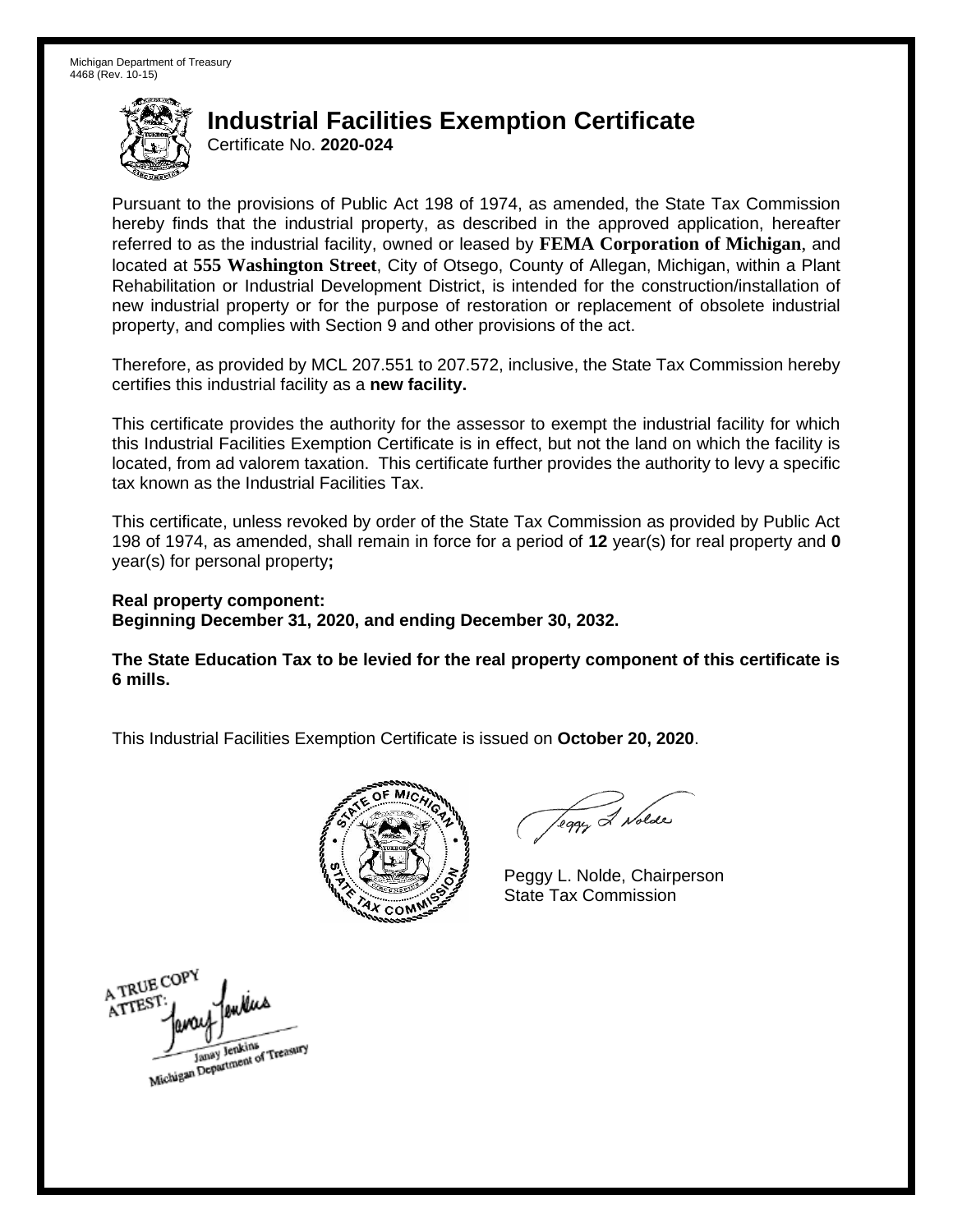Michigan Department of Treasury
4468 (Rev. 10-15)

# Industrial Facilities Exemption Certificate

Certificate No. **2020-024**

Pursuant to the provisions of Public Act 198 of 1974, as amended, the State Tax Commission hereby finds that the industrial property, as described in the approved application, hereafter referred to as the industrial facility, owned or leased by **FEMA Corporation of Michigan**, and located at **555 Washington Street**, City of Otsego, County of Allegan, Michigan, within a Plant Rehabilitation or Industrial Development District, is intended for the construction/installation of new industrial property or for the purpose of restoration or replacement of obsolete industrial property, and complies with Section 9 and other provisions of the act.

Therefore, as provided by MCL 207.551 to 207.572, inclusive, the State Tax Commission hereby certifies this industrial facility as a **new facility.**

This certificate provides the authority for the assessor to exempt the industrial facility for which this Industrial Facilities Exemption Certificate is in effect, but not the land on which the facility is located, from ad valorem taxation. This certificate further provides the authority to levy a specific tax known as the Industrial Facilities Tax.

This certificate, unless revoked by order of the State Tax Commission as provided by Public Act 198 of 1974, as amended, shall remain in force for a period of **12** year(s) for real property and **0** year(s) for personal property**;**

**Real property component:**
**Beginning December 31, 2020, and ending December 30, 2032.**

**The State Education Tax to be levied for the real property component of this certificate is 6 mills.**

This Industrial Facilities Exemption Certificate is issued on **October 20, 2020**.

Peggy L. Nolde, Chairperson
State Tax Commission

A TRUE COPY
ATTEST:
Janay Jenkins
Michigan Department of Treasury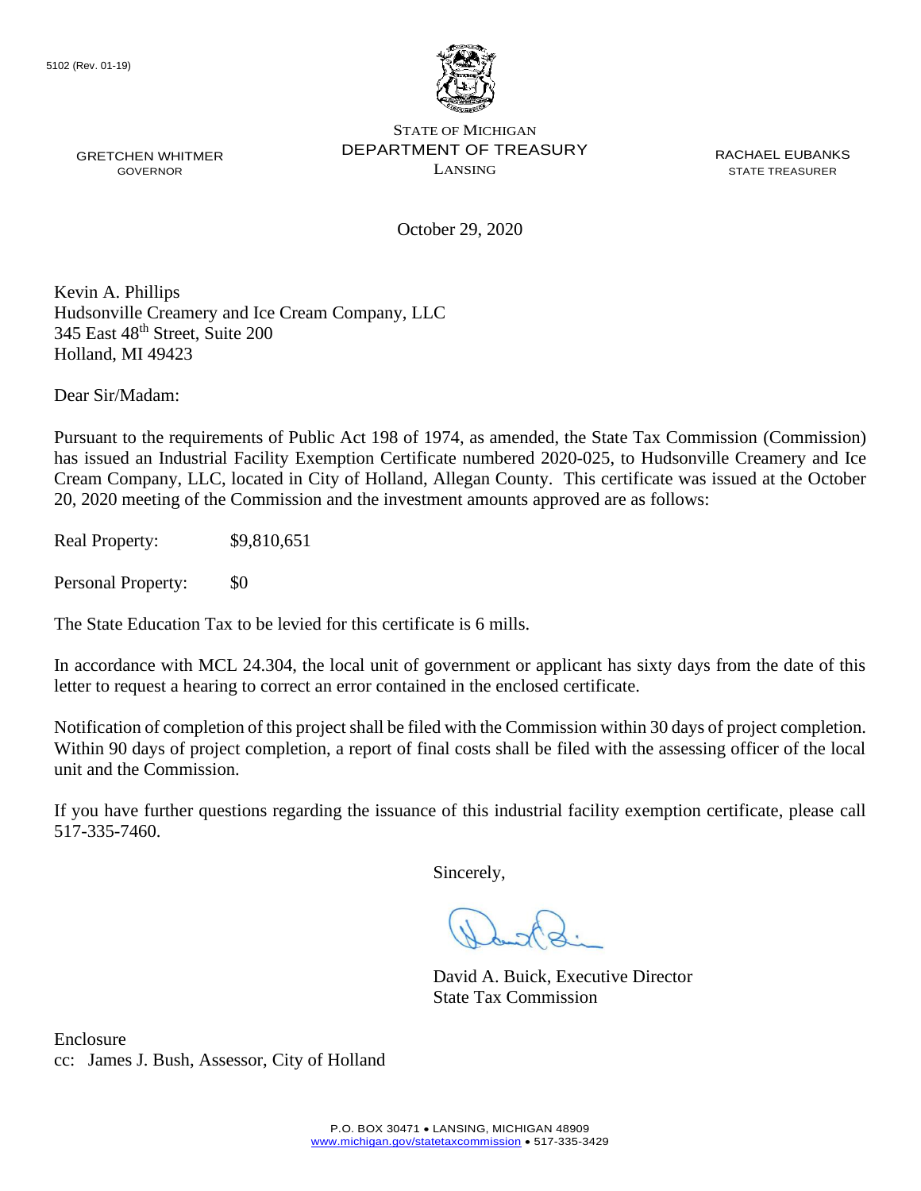5102 (Rev. 01-19)

GRETCHEN WHITMER
GOVERNOR

STATE OF MICHIGAN
DEPARTMENT OF TREASURY
LANSING

RACHAEL EUBANKS
STATE TREASURER

October 29, 2020

Kevin A. Phillips
Hudsonville Creamery and Ice Cream Company, LLC
345 East 48th Street, Suite 200
Holland, MI 49423

Dear Sir/Madam:

Pursuant to the requirements of Public Act 198 of 1974, as amended, the State Tax Commission (Commission) has issued an Industrial Facility Exemption Certificate numbered 2020-025, to Hudsonville Creamery and Ice Cream Company, LLC, located in City of Holland, Allegan County. This certificate was issued at the October 20, 2020 meeting of the Commission and the investment amounts approved are as follows:

Real Property: $9,810,651

Personal Property: $0

The State Education Tax to be levied for this certificate is 6 mills.

In accordance with MCL 24.304, the local unit of government or applicant has sixty days from the date of this letter to request a hearing to correct an error contained in the enclosed certificate.

Notification of completion of this project shall be filed with the Commission within 30 days of project completion. Within 90 days of project completion, a report of final costs shall be filed with the assessing officer of the local unit and the Commission.

If you have further questions regarding the issuance of this industrial facility exemption certificate, please call 517-335-7460.

Sincerely,

David A. Buick, Executive Director
State Tax Commission

Enclosure
cc: James J. Bush, Assessor, City of Holland

P.O. BOX 30471 • LANSING, MICHIGAN 48909
www.michigan.gov/statetaxcommission • 517-335-3429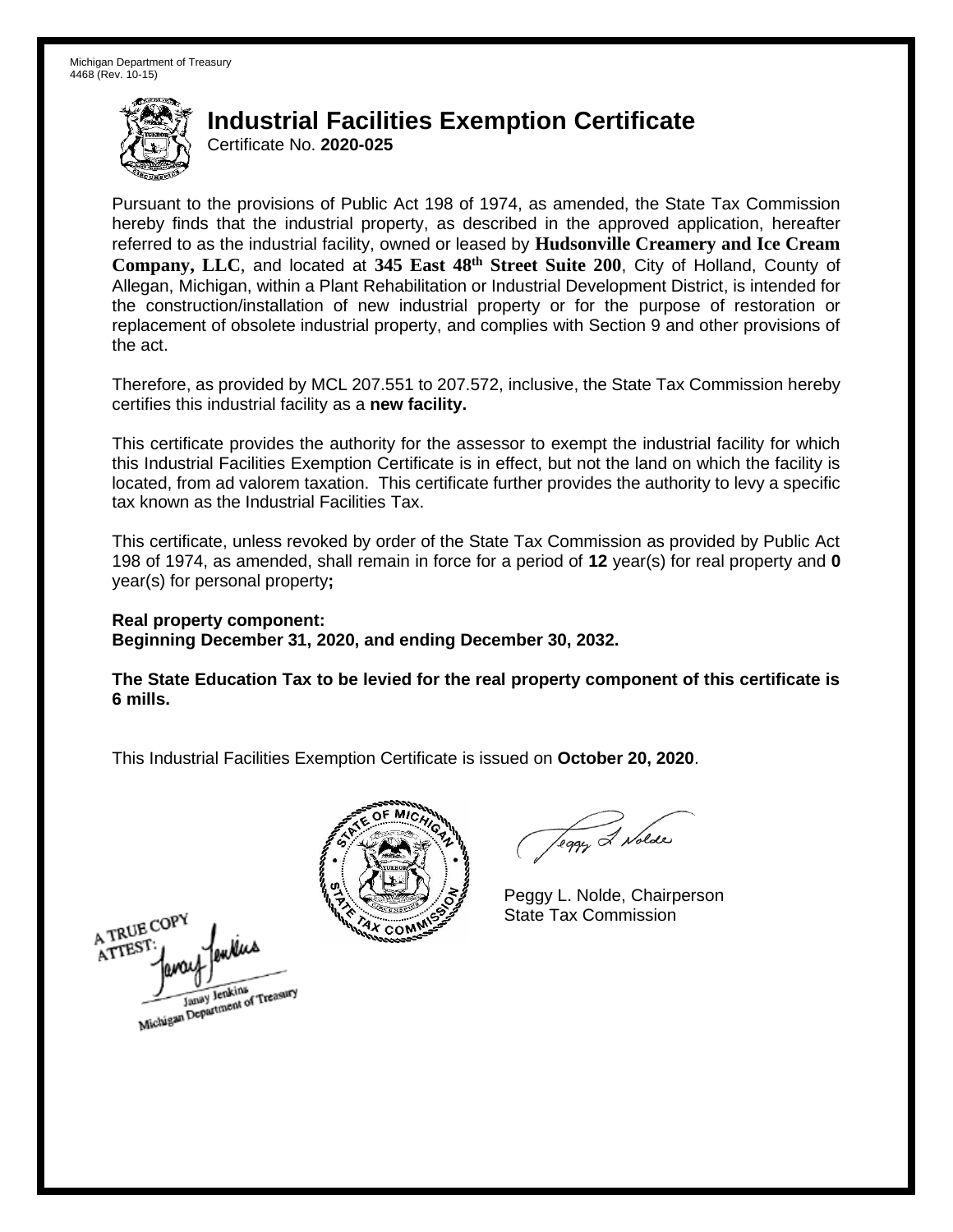Michigan Department of Treasury
4468 (Rev. 10-15)

# Industrial Facilities Exemption Certificate

Certificate No. **2020-025**

Pursuant to the provisions of Public Act 198 of 1974, as amended, the State Tax Commission hereby finds that the industrial property, as described in the approved application, hereafter referred to as the industrial facility, owned or leased by **Hudsonville Creamery and Ice Cream Company, LLC**, and located at **345 East 48th Street Suite 200**, City of Holland, County of Allegan, Michigan, within a Plant Rehabilitation or Industrial Development District, is intended for the construction/installation of new industrial property or for the purpose of restoration or replacement of obsolete industrial property, and complies with Section 9 and other provisions of the act.

Therefore, as provided by MCL 207.551 to 207.572, inclusive, the State Tax Commission hereby certifies this industrial facility as a **new facility.**

This certificate provides the authority for the assessor to exempt the industrial facility for which this Industrial Facilities Exemption Certificate is in effect, but not the land on which the facility is located, from ad valorem taxation. This certificate further provides the authority to levy a specific tax known as the Industrial Facilities Tax.

This certificate, unless revoked by order of the State Tax Commission as provided by Public Act 198 of 1974, as amended, shall remain in force for a period of **12** year(s) for real property and **0** year(s) for personal property**;**

**Real property component:**
**Beginning December 31, 2020, and ending December 30, 2032.**

**The State Education Tax to be levied for the real property component of this certificate is 6 mills.**

This Industrial Facilities Exemption Certificate is issued on **October 20, 2020**.

Peggy L. Nolde, Chairperson
State Tax Commission

A TRUE COPY
ATTEST:
Janay Jenkins
Michigan Department of Treasury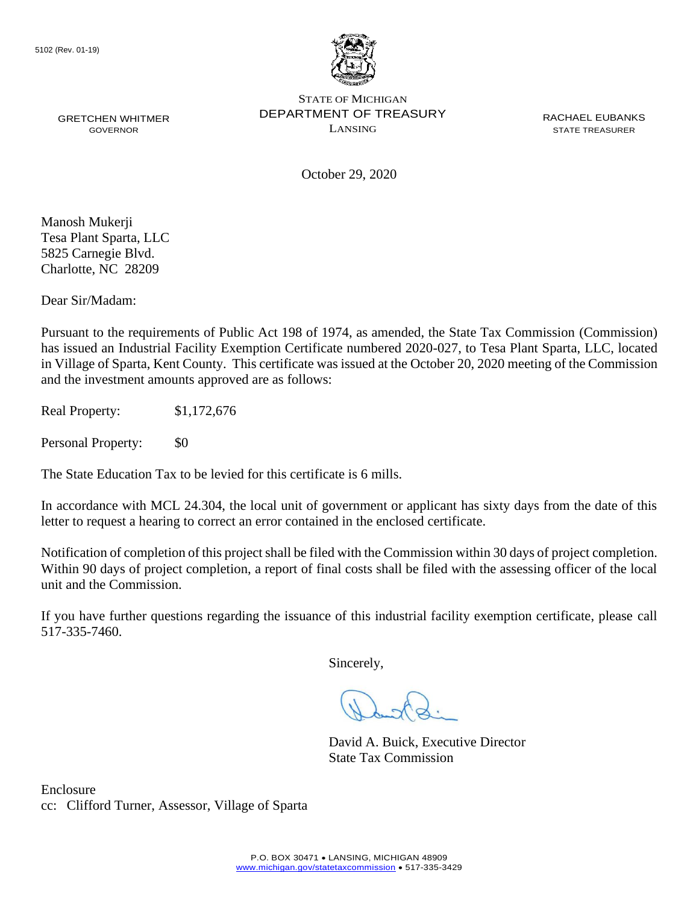5102 (Rev. 01-19)

STATE OF MICHIGAN
DEPARTMENT OF TREASURY
LANSING

GRETCHEN WHITMER
GOVERNOR

RACHAEL EUBANKS
STATE TREASURER

October 29, 2020

Manosh Mukerji
Tesa Plant Sparta, LLC
5825 Carnegie Blvd.
Charlotte, NC 28209

Dear Sir/Madam:

Pursuant to the requirements of Public Act 198 of 1974, as amended, the State Tax Commission (Commission) has issued an Industrial Facility Exemption Certificate numbered 2020-027, to Tesa Plant Sparta, LLC, located in Village of Sparta, Kent County. This certificate was issued at the October 20, 2020 meeting of the Commission and the investment amounts approved are as follows:

Real Property: $1,172,676

Personal Property: $0

The State Education Tax to be levied for this certificate is 6 mills.

In accordance with MCL 24.304, the local unit of government or applicant has sixty days from the date of this letter to request a hearing to correct an error contained in the enclosed certificate.

Notification of completion of this project shall be filed with the Commission within 30 days of project completion. Within 90 days of project completion, a report of final costs shall be filed with the assessing officer of the local unit and the Commission.

If you have further questions regarding the issuance of this industrial facility exemption certificate, please call 517-335-7460.

Sincerely,

David A. Buick, Executive Director
State Tax Commission

Enclosure
cc: Clifford Turner, Assessor, Village of Sparta

P.O. BOX 30471 • LANSING, MICHIGAN 48909
www.michigan.gov/statetaxcommission • 517-335-3429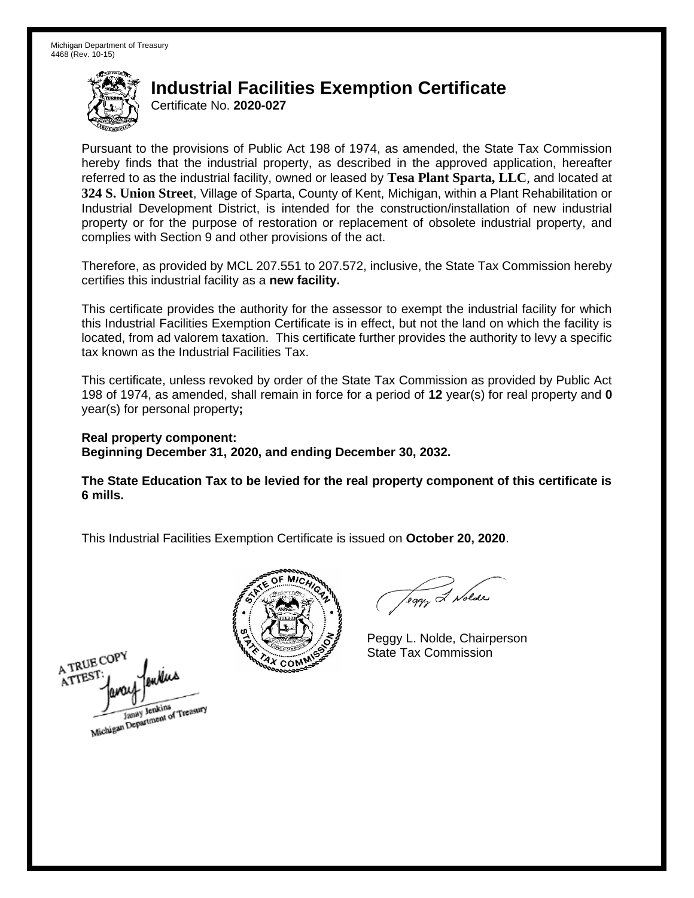Michigan Department of Treasury
4468 (Rev. 10-15)

# Industrial Facilities Exemption Certificate

Certificate No. **2020-027**

Pursuant to the provisions of Public Act 198 of 1974, as amended, the State Tax Commission hereby finds that the industrial property, as described in the approved application, hereafter referred to as the industrial facility, owned or leased by **Tesa Plant Sparta, LLC**, and located at **324 S. Union Street**, Village of Sparta, County of Kent, Michigan, within a Plant Rehabilitation or Industrial Development District, is intended for the construction/installation of new industrial property or for the purpose of restoration or replacement of obsolete industrial property, and complies with Section 9 and other provisions of the act.

Therefore, as provided by MCL 207.551 to 207.572, inclusive, the State Tax Commission hereby certifies this industrial facility as a **new facility.**

This certificate provides the authority for the assessor to exempt the industrial facility for which this Industrial Facilities Exemption Certificate is in effect, but not the land on which the facility is located, from ad valorem taxation. This certificate further provides the authority to levy a specific tax known as the Industrial Facilities Tax.

This certificate, unless revoked by order of the State Tax Commission as provided by Public Act 198 of 1974, as amended, shall remain in force for a period of **12** year(s) for real property and **0** year(s) for personal property**;**

**Real property component:**
**Beginning December 31, 2020, and ending December 30, 2032.**

**The State Education Tax to be levied for the real property component of this certificate is 6 mills.**

This Industrial Facilities Exemption Certificate is issued on **October 20, 2020**.

Peggy L. Nolde, Chairperson
State Tax Commission

A TRUE COPY
ATTEST:
Janay Jenkins
Michigan Department of Treasury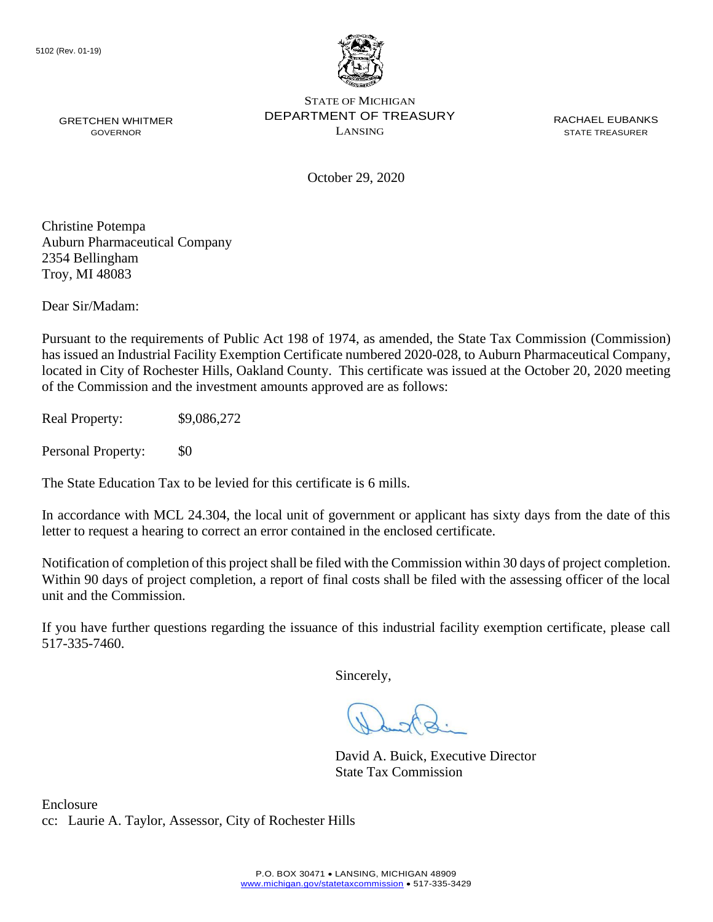5102 (Rev. 01-19)

STATE OF MICHIGAN
DEPARTMENT OF TREASURY
LANSING

GRETCHEN WHITMER
GOVERNOR

RACHAEL EUBANKS
STATE TREASURER

October 29, 2020

Christine Potempa
Auburn Pharmaceutical Company
2354 Bellingham
Troy, MI 48083

Dear Sir/Madam:

Pursuant to the requirements of Public Act 198 of 1974, as amended, the State Tax Commission (Commission) has issued an Industrial Facility Exemption Certificate numbered 2020-028, to Auburn Pharmaceutical Company, located in City of Rochester Hills, Oakland County. This certificate was issued at the October 20, 2020 meeting of the Commission and the investment amounts approved are as follows:

Real Property: $9,086,272

Personal Property: $0

The State Education Tax to be levied for this certificate is 6 mills.

In accordance with MCL 24.304, the local unit of government or applicant has sixty days from the date of this letter to request a hearing to correct an error contained in the enclosed certificate.

Notification of completion of this project shall be filed with the Commission within 30 days of project completion. Within 90 days of project completion, a report of final costs shall be filed with the assessing officer of the local unit and the Commission.

If you have further questions regarding the issuance of this industrial facility exemption certificate, please call 517-335-7460.

Sincerely,

David A. Buick, Executive Director
State Tax Commission

Enclosure
cc: Laurie A. Taylor, Assessor, City of Rochester Hills

P.O. BOX 30471 • LANSING, MICHIGAN 48909
www.michigan.gov/statetaxcommission • 517-335-3429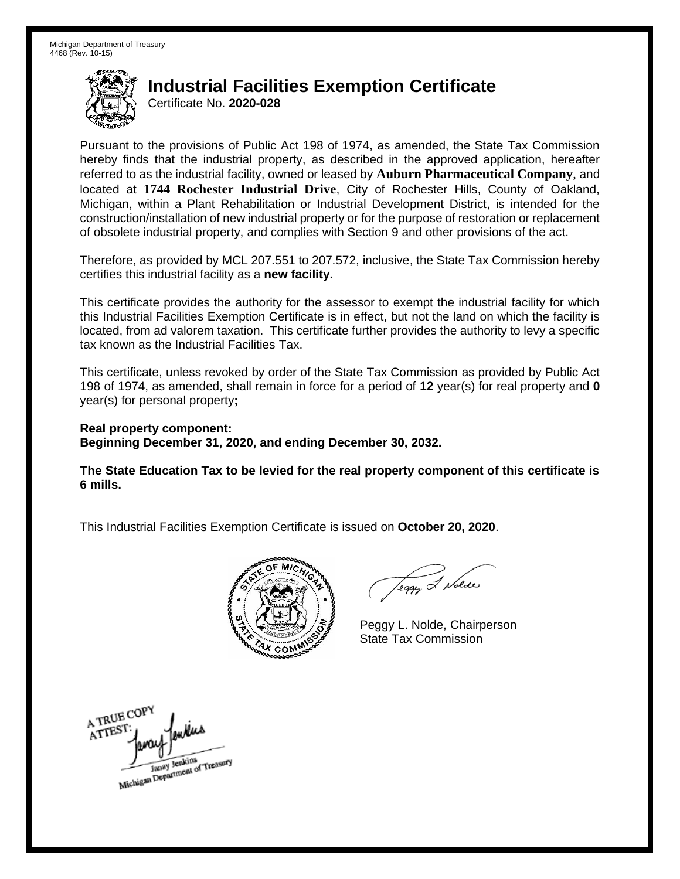Michigan Department of Treasury
4468 (Rev. 10-15)

# Industrial Facilities Exemption Certificate

Certificate No. **2020-028**

Pursuant to the provisions of Public Act 198 of 1974, as amended, the State Tax Commission hereby finds that the industrial property, as described in the approved application, hereafter referred to as the industrial facility, owned or leased by **Auburn Pharmaceutical Company**, and located at **1744 Rochester Industrial Drive**, City of Rochester Hills, County of Oakland, Michigan, within a Plant Rehabilitation or Industrial Development District, is intended for the construction/installation of new industrial property or for the purpose of restoration or replacement of obsolete industrial property, and complies with Section 9 and other provisions of the act.

Therefore, as provided by MCL 207.551 to 207.572, inclusive, the State Tax Commission hereby certifies this industrial facility as a **new facility.**

This certificate provides the authority for the assessor to exempt the industrial facility for which this Industrial Facilities Exemption Certificate is in effect, but not the land on which the facility is located, from ad valorem taxation. This certificate further provides the authority to levy a specific tax known as the Industrial Facilities Tax.

This certificate, unless revoked by order of the State Tax Commission as provided by Public Act 198 of 1974, as amended, shall remain in force for a period of **12** year(s) for real property and **0** year(s) for personal property**;**

**Real property component:**
**Beginning December 31, 2020, and ending December 30, 2032.**

**The State Education Tax to be levied for the real property component of this certificate is 6 mills.**

This Industrial Facilities Exemption Certificate is issued on **October 20, 2020**.

Peggy L. Nolde, Chairperson
State Tax Commission

A TRUE COPY
ATTEST:
Janay Jenkins
Michigan Department of Treasury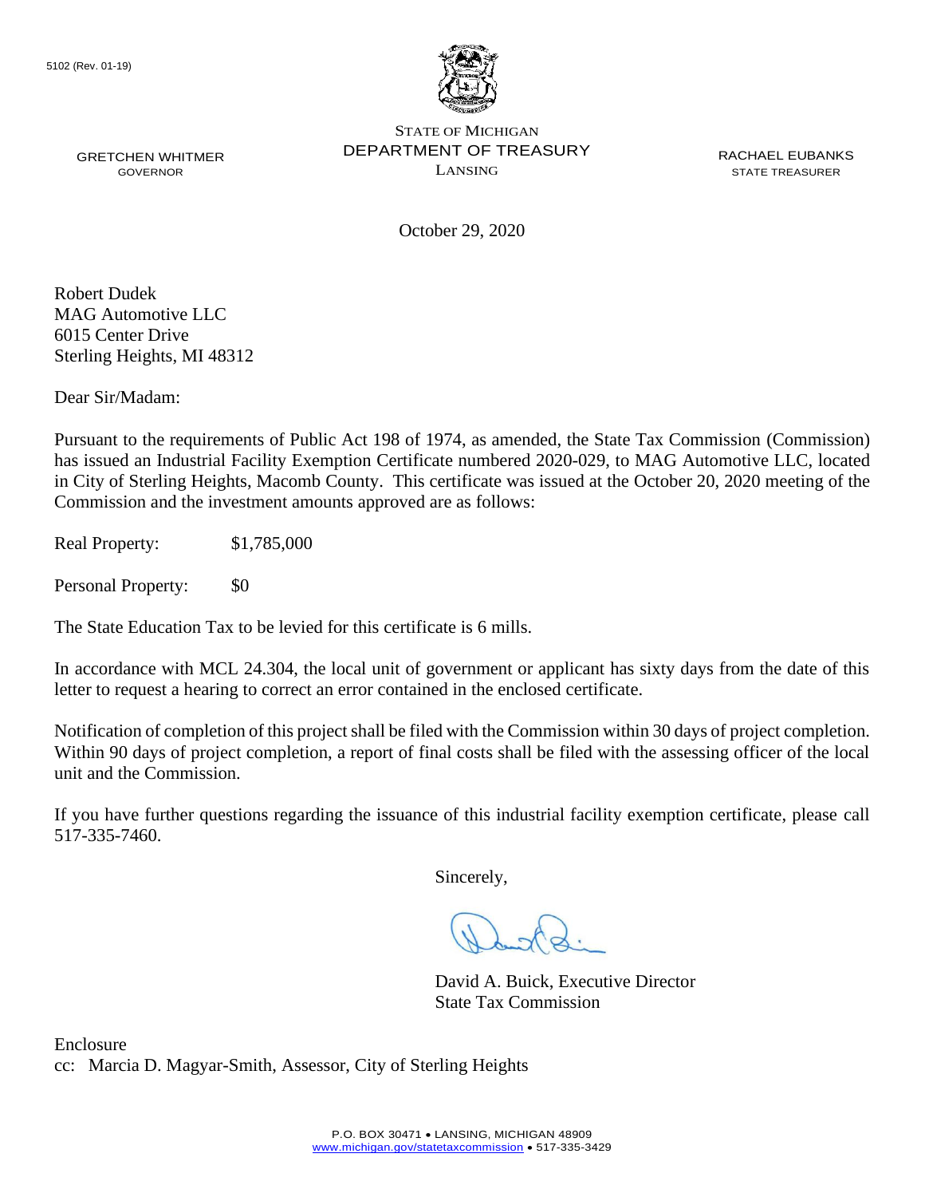5102 (Rev. 01-19)

STATE OF MICHIGAN
DEPARTMENT OF TREASURY
LANSING

GRETCHEN WHITMER
GOVERNOR

RACHAEL EUBANKS
STATE TREASURER

October 29, 2020

Robert Dudek
MAG Automotive LLC
6015 Center Drive
Sterling Heights, MI 48312

Dear Sir/Madam:

Pursuant to the requirements of Public Act 198 of 1974, as amended, the State Tax Commission (Commission) has issued an Industrial Facility Exemption Certificate numbered 2020-029, to MAG Automotive LLC, located in City of Sterling Heights, Macomb County. This certificate was issued at the October 20, 2020 meeting of the Commission and the investment amounts approved are as follows:

Real Property: $1,785,000

Personal Property: $0

The State Education Tax to be levied for this certificate is 6 mills.

In accordance with MCL 24.304, the local unit of government or applicant has sixty days from the date of this letter to request a hearing to correct an error contained in the enclosed certificate.

Notification of completion of this project shall be filed with the Commission within 30 days of project completion. Within 90 days of project completion, a report of final costs shall be filed with the assessing officer of the local unit and the Commission.

If you have further questions regarding the issuance of this industrial facility exemption certificate, please call 517-335-7460.

Sincerely,

David A. Buick, Executive Director
State Tax Commission

Enclosure
cc: Marcia D. Magyar-Smith, Assessor, City of Sterling Heights

P.O. BOX 30471 • LANSING, MICHIGAN 48909
www.michigan.gov/statetaxcommission • 517-335-3429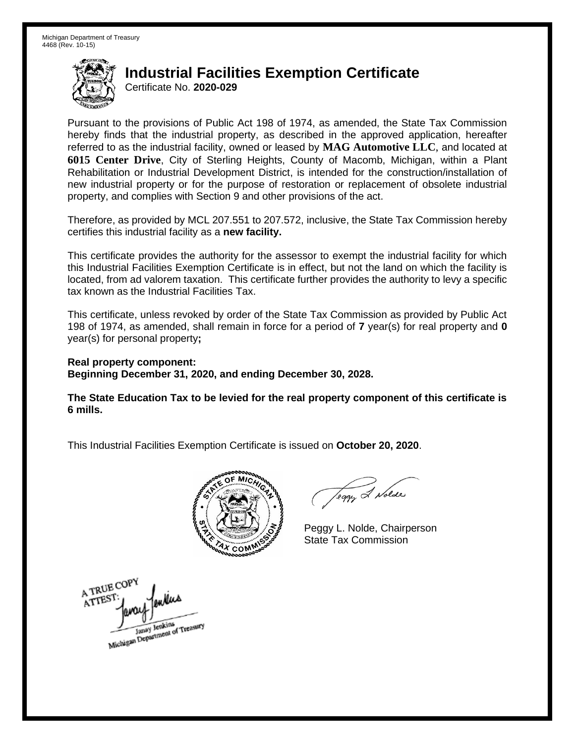Michigan Department of Treasury
4468 (Rev. 10-15)

# Industrial Facilities Exemption Certificate

Certificate No. **2020-029**

Pursuant to the provisions of Public Act 198 of 1974, as amended, the State Tax Commission hereby finds that the industrial property, as described in the approved application, hereafter referred to as the industrial facility, owned or leased by **MAG Automotive LLC**, and located at **6015 Center Drive**, City of Sterling Heights, County of Macomb, Michigan, within a Plant Rehabilitation or Industrial Development District, is intended for the construction/installation of new industrial property or for the purpose of restoration or replacement of obsolete industrial property, and complies with Section 9 and other provisions of the act.

Therefore, as provided by MCL 207.551 to 207.572, inclusive, the State Tax Commission hereby certifies this industrial facility as a **new facility.**

This certificate provides the authority for the assessor to exempt the industrial facility for which this Industrial Facilities Exemption Certificate is in effect, but not the land on which the facility is located, from ad valorem taxation. This certificate further provides the authority to levy a specific tax known as the Industrial Facilities Tax.

This certificate, unless revoked by order of the State Tax Commission as provided by Public Act 198 of 1974, as amended, shall remain in force for a period of **7** year(s) for real property and **0** year(s) for personal property**;**

**Real property component:**
**Beginning December 31, 2020, and ending December 30, 2028.**

**The State Education Tax to be levied for the real property component of this certificate is 6 mills.**

This Industrial Facilities Exemption Certificate is issued on **October 20, 2020**.

Peggy L. Nolde, Chairperson
State Tax Commission

A TRUE COPY
ATTEST:
Janay Jenkins
Michigan Department of Treasury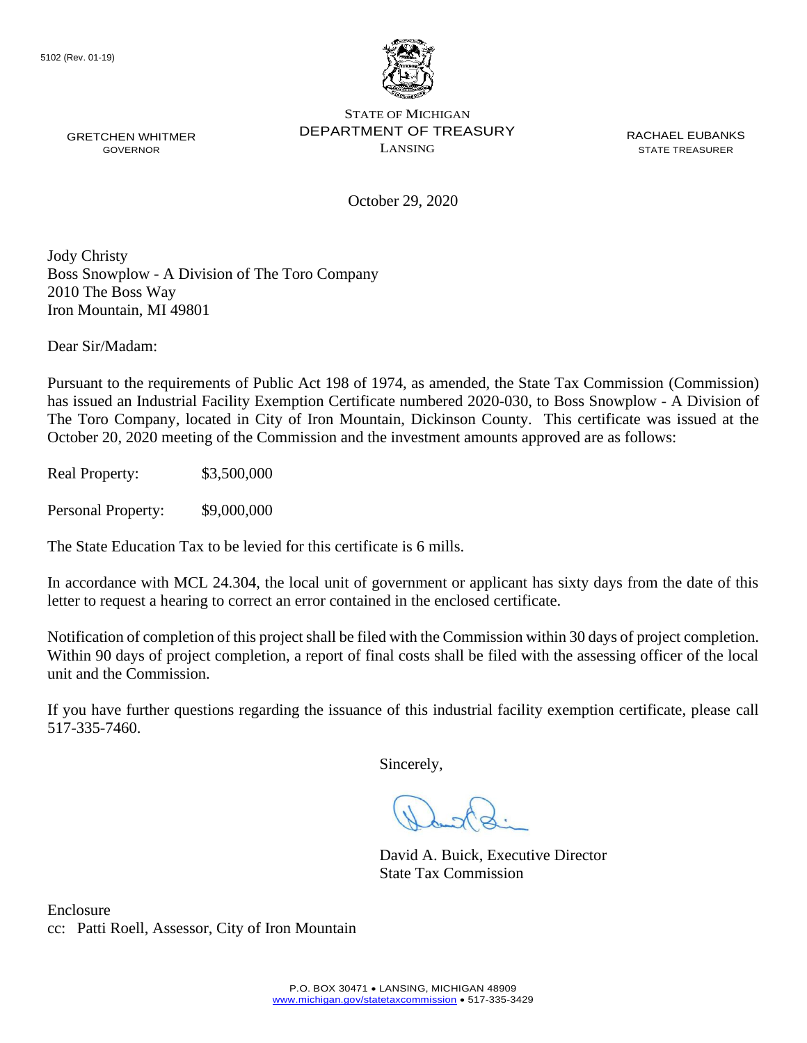5102 (Rev. 01-19)

GRETCHEN WHITMER
GOVERNOR

STATE OF MICHIGAN
DEPARTMENT OF TREASURY
LANSING

RACHAEL EUBANKS
STATE TREASURER

October 29, 2020

Jody Christy
Boss Snowplow - A Division of The Toro Company
2010 The Boss Way
Iron Mountain, MI 49801

Dear Sir/Madam:

Pursuant to the requirements of Public Act 198 of 1974, as amended, the State Tax Commission (Commission) has issued an Industrial Facility Exemption Certificate numbered 2020-030, to Boss Snowplow - A Division of The Toro Company, located in City of Iron Mountain, Dickinson County. This certificate was issued at the October 20, 2020 meeting of the Commission and the investment amounts approved are as follows:

Real Property: $3,500,000

Personal Property: $9,000,000

The State Education Tax to be levied for this certificate is 6 mills.

In accordance with MCL 24.304, the local unit of government or applicant has sixty days from the date of this letter to request a hearing to correct an error contained in the enclosed certificate.

Notification of completion of this project shall be filed with the Commission within 30 days of project completion. Within 90 days of project completion, a report of final costs shall be filed with the assessing officer of the local unit and the Commission.

If you have further questions regarding the issuance of this industrial facility exemption certificate, please call 517-335-7460.

Sincerely,

David A. Buick, Executive Director
State Tax Commission

Enclosure
cc: Patti Roell, Assessor, City of Iron Mountain

P.O. BOX 30471 • LANSING, MICHIGAN 48909
www.michigan.gov/statetaxcommission • 517-335-3429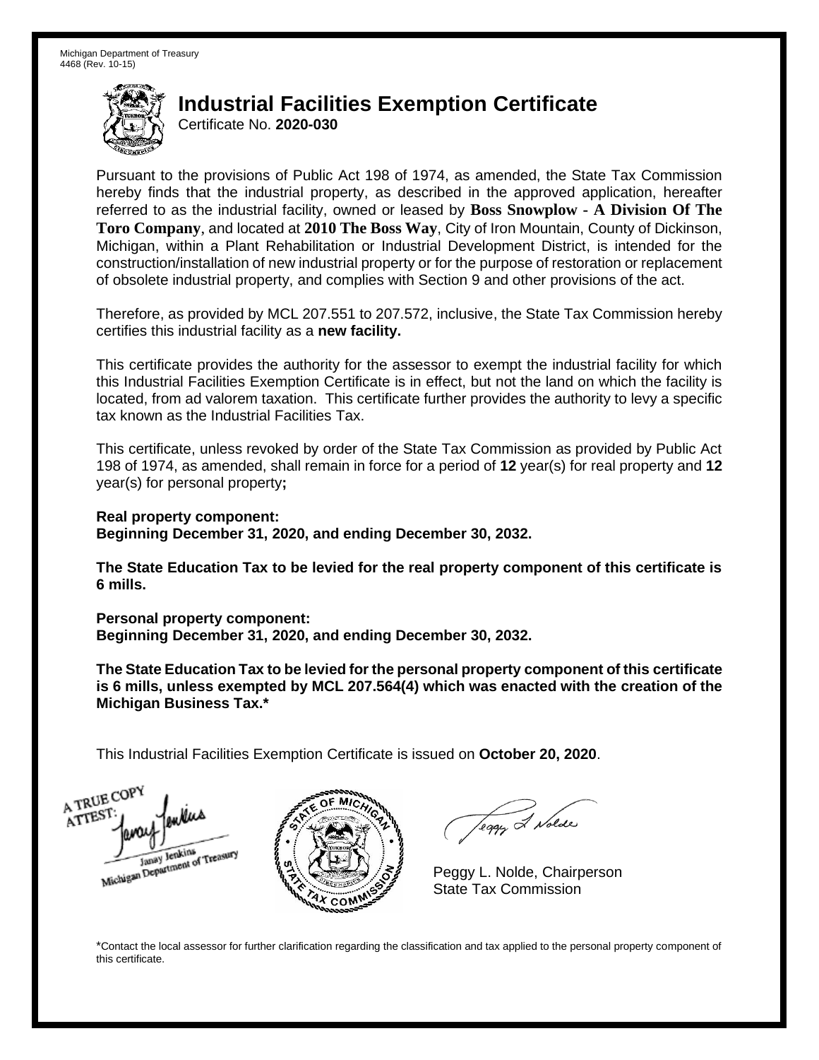Michigan Department of Treasury
4468 (Rev. 10-15)

# Industrial Facilities Exemption Certificate

Certificate No. **2020-030**

Pursuant to the provisions of Public Act 198 of 1974, as amended, the State Tax Commission hereby finds that the industrial property, as described in the approved application, hereafter referred to as the industrial facility, owned or leased by **Boss Snowplow - A Division Of The Toro Company**, and located at **2010 The Boss Way**, City of Iron Mountain, County of Dickinson, Michigan, within a Plant Rehabilitation or Industrial Development District, is intended for the construction/installation of new industrial property or for the purpose of restoration or replacement of obsolete industrial property, and complies with Section 9 and other provisions of the act.

Therefore, as provided by MCL 207.551 to 207.572, inclusive, the State Tax Commission hereby certifies this industrial facility as a **new facility.**

This certificate provides the authority for the assessor to exempt the industrial facility for which this Industrial Facilities Exemption Certificate is in effect, but not the land on which the facility is located, from ad valorem taxation. This certificate further provides the authority to levy a specific tax known as the Industrial Facilities Tax.

This certificate, unless revoked by order of the State Tax Commission as provided by Public Act 198 of 1974, as amended, shall remain in force for a period of **12** year(s) for real property and **12** year(s) for personal property**;**

**Real property component:**
**Beginning December 31, 2020, and ending December 30, 2032.**

**The State Education Tax to be levied for the real property component of this certificate is 6 mills.**

**Personal property component:**
**Beginning December 31, 2020, and ending December 30, 2032.**

**The State Education Tax to be levied for the personal property component of this certificate is 6 mills, unless exempted by MCL 207.564(4) which was enacted with the creation of the Michigan Business Tax.***

This Industrial Facilities Exemption Certificate is issued on **October 20, 2020**.

A TRUE COPY
ATTEST:
Janay Jenkins
Michigan Department of Treasury

Peggy L. Nolde, Chairperson
State Tax Commission

*Contact the local assessor for further clarification regarding the classification and tax applied to the personal property component of this certificate.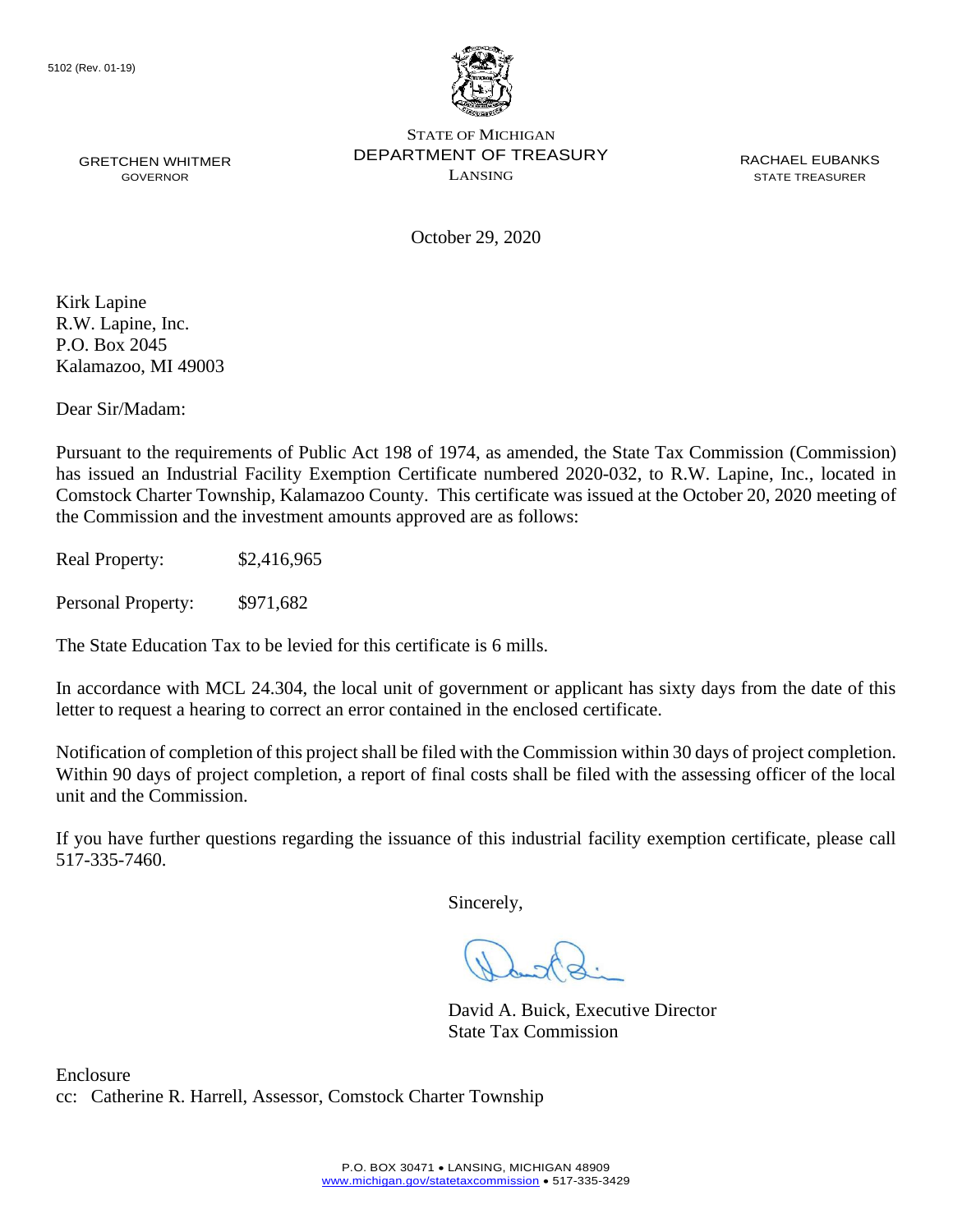5102 (Rev. 01-19)

STATE OF MICHIGAN
DEPARTMENT OF TREASURY
LANSING

GRETCHEN WHITMER
GOVERNOR

RACHAEL EUBANKS
STATE TREASURER

October 29, 2020

Kirk Lapine
R.W. Lapine, Inc.
P.O. Box 2045
Kalamazoo, MI 49003

Dear Sir/Madam:

Pursuant to the requirements of Public Act 198 of 1974, as amended, the State Tax Commission (Commission) has issued an Industrial Facility Exemption Certificate numbered 2020-032, to R.W. Lapine, Inc., located in Comstock Charter Township, Kalamazoo County. This certificate was issued at the October 20, 2020 meeting of the Commission and the investment amounts approved are as follows:

Real Property: $2,416,965

Personal Property: $971,682

The State Education Tax to be levied for this certificate is 6 mills.

In accordance with MCL 24.304, the local unit of government or applicant has sixty days from the date of this letter to request a hearing to correct an error contained in the enclosed certificate.

Notification of completion of this project shall be filed with the Commission within 30 days of project completion. Within 90 days of project completion, a report of final costs shall be filed with the assessing officer of the local unit and the Commission.

If you have further questions regarding the issuance of this industrial facility exemption certificate, please call 517-335-7460.

Sincerely,

David A. Buick, Executive Director
State Tax Commission

Enclosure
cc: Catherine R. Harrell, Assessor, Comstock Charter Township

P.O. BOX 30471 • LANSING, MICHIGAN 48909
www.michigan.gov/statetaxcommission • 517-335-3429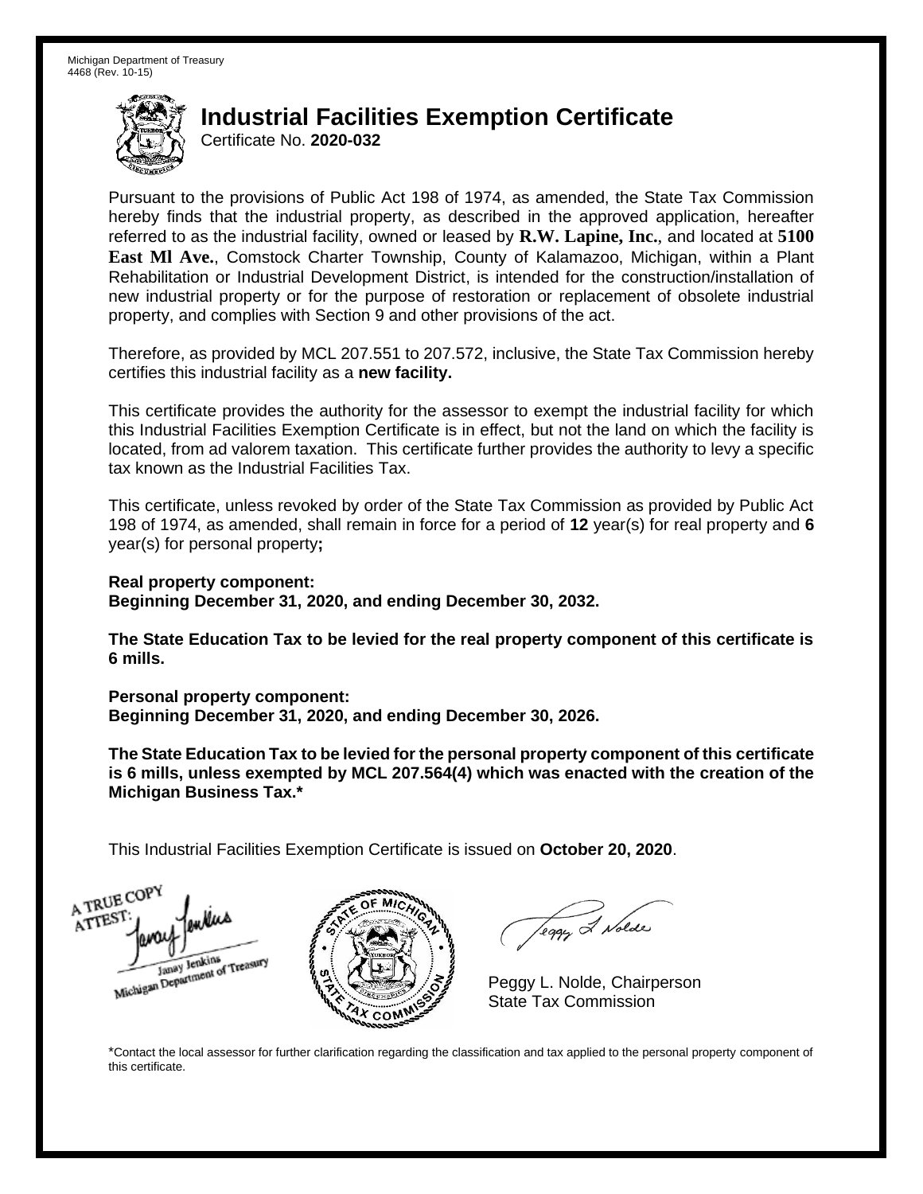Michigan Department of Treasury
4468 (Rev. 10-15)

# Industrial Facilities Exemption Certificate

Certificate No. **2020-032**

Pursuant to the provisions of Public Act 198 of 1974, as amended, the State Tax Commission hereby finds that the industrial property, as described in the approved application, hereafter referred to as the industrial facility, owned or leased by **R.W. Lapine, Inc.**, and located at **5100 East Ml Ave.**, Comstock Charter Township, County of Kalamazoo, Michigan, within a Plant Rehabilitation or Industrial Development District, is intended for the construction/installation of new industrial property or for the purpose of restoration or replacement of obsolete industrial property, and complies with Section 9 and other provisions of the act.

Therefore, as provided by MCL 207.551 to 207.572, inclusive, the State Tax Commission hereby certifies this industrial facility as a **new facility.**

This certificate provides the authority for the assessor to exempt the industrial facility for which this Industrial Facilities Exemption Certificate is in effect, but not the land on which the facility is located, from ad valorem taxation. This certificate further provides the authority to levy a specific tax known as the Industrial Facilities Tax.

This certificate, unless revoked by order of the State Tax Commission as provided by Public Act 198 of 1974, as amended, shall remain in force for a period of **12** year(s) for real property and **6** year(s) for personal property**;**

**Real property component:**
**Beginning December 31, 2020, and ending December 30, 2032.**

**The State Education Tax to be levied for the real property component of this certificate is 6 mills.**

**Personal property component:**
**Beginning December 31, 2020, and ending December 30, 2026.**

**The State Education Tax to be levied for the personal property component of this certificate is 6 mills, unless exempted by MCL 207.564(4) which was enacted with the creation of the Michigan Business Tax.***

This Industrial Facilities Exemption Certificate is issued on **October 20, 2020**.

A TRUE COPY
ATTEST:
Janay Jenkins
Michigan Department of Treasury

Peggy L. Nolde, Chairperson
State Tax Commission

*Contact the local assessor for further clarification regarding the classification and tax applied to the personal property component of this certificate.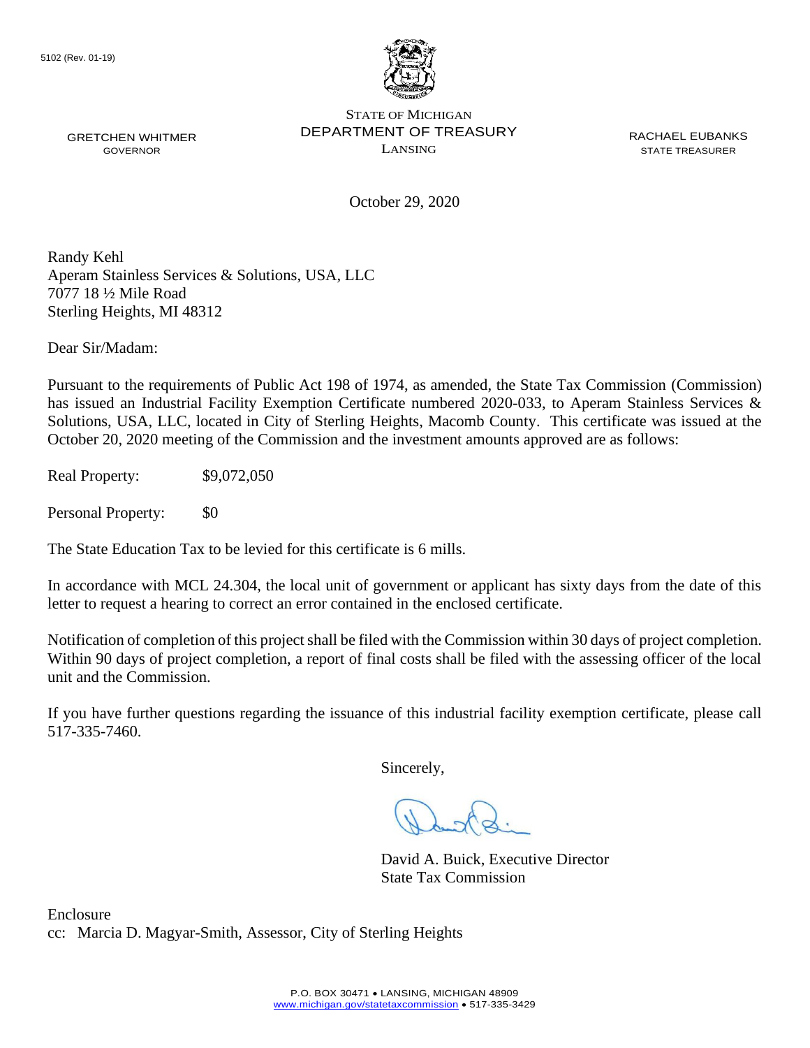5102 (Rev. 01-19)

GRETCHEN WHITMER
GOVERNOR

STATE OF MICHIGAN
DEPARTMENT OF TREASURY
LANSING

RACHAEL EUBANKS
STATE TREASURER

October 29, 2020

Randy Kehl
Aperam Stainless Services & Solutions, USA, LLC
7077 18 ½ Mile Road
Sterling Heights, MI 48312

Dear Sir/Madam:

Pursuant to the requirements of Public Act 198 of 1974, as amended, the State Tax Commission (Commission) has issued an Industrial Facility Exemption Certificate numbered 2020-033, to Aperam Stainless Services & Solutions, USA, LLC, located in City of Sterling Heights, Macomb County. This certificate was issued at the October 20, 2020 meeting of the Commission and the investment amounts approved are as follows:

Real Property: $9,072,050

Personal Property: $0

The State Education Tax to be levied for this certificate is 6 mills.

In accordance with MCL 24.304, the local unit of government or applicant has sixty days from the date of this letter to request a hearing to correct an error contained in the enclosed certificate.

Notification of completion of this project shall be filed with the Commission within 30 days of project completion. Within 90 days of project completion, a report of final costs shall be filed with the assessing officer of the local unit and the Commission.

If you have further questions regarding the issuance of this industrial facility exemption certificate, please call 517-335-7460.

Sincerely,

David A. Buick, Executive Director
State Tax Commission

Enclosure
cc: Marcia D. Magyar-Smith, Assessor, City of Sterling Heights

P.O. BOX 30471 • LANSING, MICHIGAN 48909
www.michigan.gov/statetaxcommission • 517-335-3429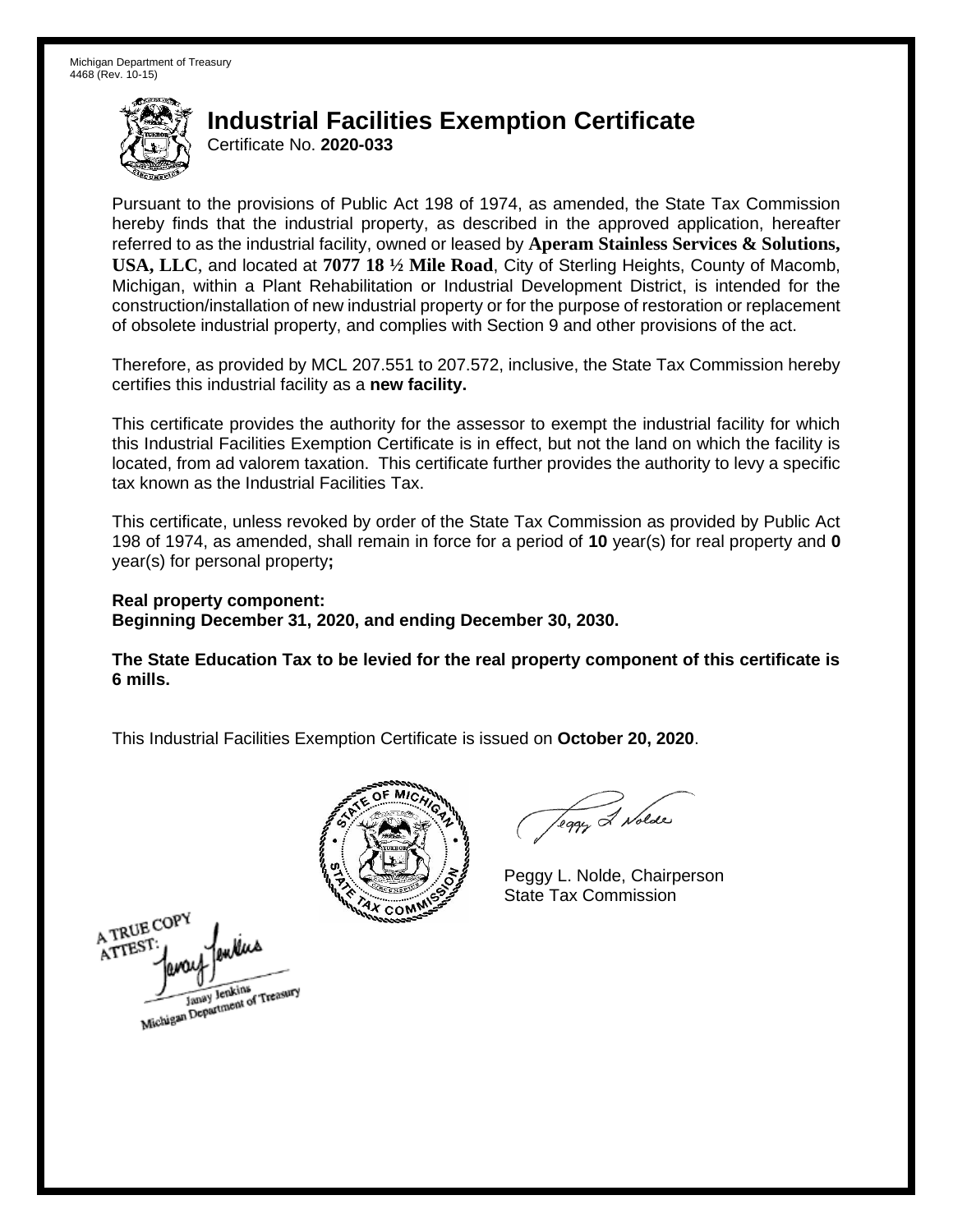Michigan Department of Treasury
4468 (Rev. 10-15)

# Industrial Facilities Exemption Certificate

Certificate No. **2020-033**

Pursuant to the provisions of Public Act 198 of 1974, as amended, the State Tax Commission hereby finds that the industrial property, as described in the approved application, hereafter referred to as the industrial facility, owned or leased by **Aperam Stainless Services & Solutions, USA, LLC**, and located at **7077 18 ½ Mile Road**, City of Sterling Heights, County of Macomb, Michigan, within a Plant Rehabilitation or Industrial Development District, is intended for the construction/installation of new industrial property or for the purpose of restoration or replacement of obsolete industrial property, and complies with Section 9 and other provisions of the act.

Therefore, as provided by MCL 207.551 to 207.572, inclusive, the State Tax Commission hereby certifies this industrial facility as a **new facility.**

This certificate provides the authority for the assessor to exempt the industrial facility for which this Industrial Facilities Exemption Certificate is in effect, but not the land on which the facility is located, from ad valorem taxation. This certificate further provides the authority to levy a specific tax known as the Industrial Facilities Tax.

This certificate, unless revoked by order of the State Tax Commission as provided by Public Act 198 of 1974, as amended, shall remain in force for a period of **10** year(s) for real property and **0** year(s) for personal property**;**

**Real property component:**
**Beginning December 31, 2020, and ending December 30, 2030.**

**The State Education Tax to be levied for the real property component of this certificate is 6 mills.**

This Industrial Facilities Exemption Certificate is issued on **October 20, 2020**.

Peggy L. Nolde, Chairperson
State Tax Commission

A TRUE COPY
ATTEST:
Janay Jenkins
Michigan Department of Treasury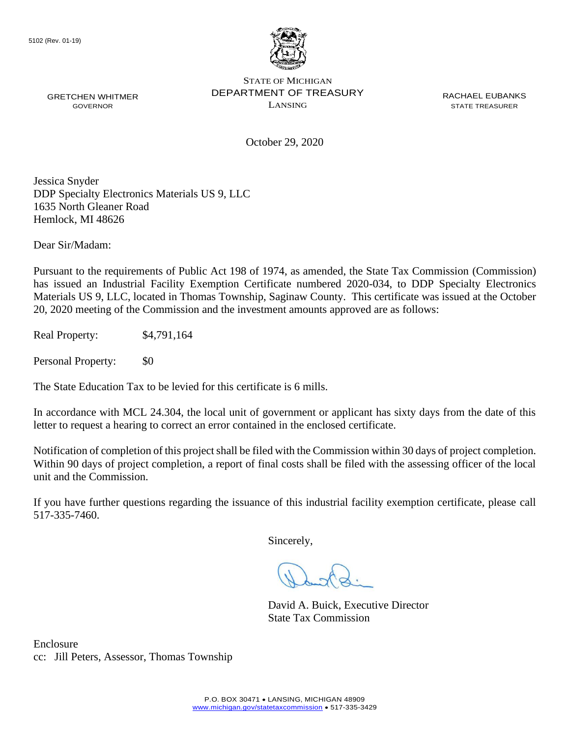5102 (Rev. 01-19)

GRETCHEN WHITMER
GOVERNOR

STATE OF MICHIGAN
DEPARTMENT OF TREASURY
LANSING

RACHAEL EUBANKS
STATE TREASURER

October 29, 2020

Jessica Snyder
DDP Specialty Electronics Materials US 9, LLC
1635 North Gleaner Road
Hemlock, MI 48626

Dear Sir/Madam:

Pursuant to the requirements of Public Act 198 of 1974, as amended, the State Tax Commission (Commission) has issued an Industrial Facility Exemption Certificate numbered 2020-034, to DDP Specialty Electronics Materials US 9, LLC, located in Thomas Township, Saginaw County. This certificate was issued at the October 20, 2020 meeting of the Commission and the investment amounts approved are as follows:

Real Property: $4,791,164

Personal Property: $0

The State Education Tax to be levied for this certificate is 6 mills.

In accordance with MCL 24.304, the local unit of government or applicant has sixty days from the date of this letter to request a hearing to correct an error contained in the enclosed certificate.

Notification of completion of this project shall be filed with the Commission within 30 days of project completion. Within 90 days of project completion, a report of final costs shall be filed with the assessing officer of the local unit and the Commission.

If you have further questions regarding the issuance of this industrial facility exemption certificate, please call 517-335-7460.

Sincerely,

David A. Buick, Executive Director
State Tax Commission

Enclosure
cc: Jill Peters, Assessor, Thomas Township

P.O. BOX 30471 • LANSING, MICHIGAN 48909
www.michigan.gov/statetaxcommission • 517-335-3429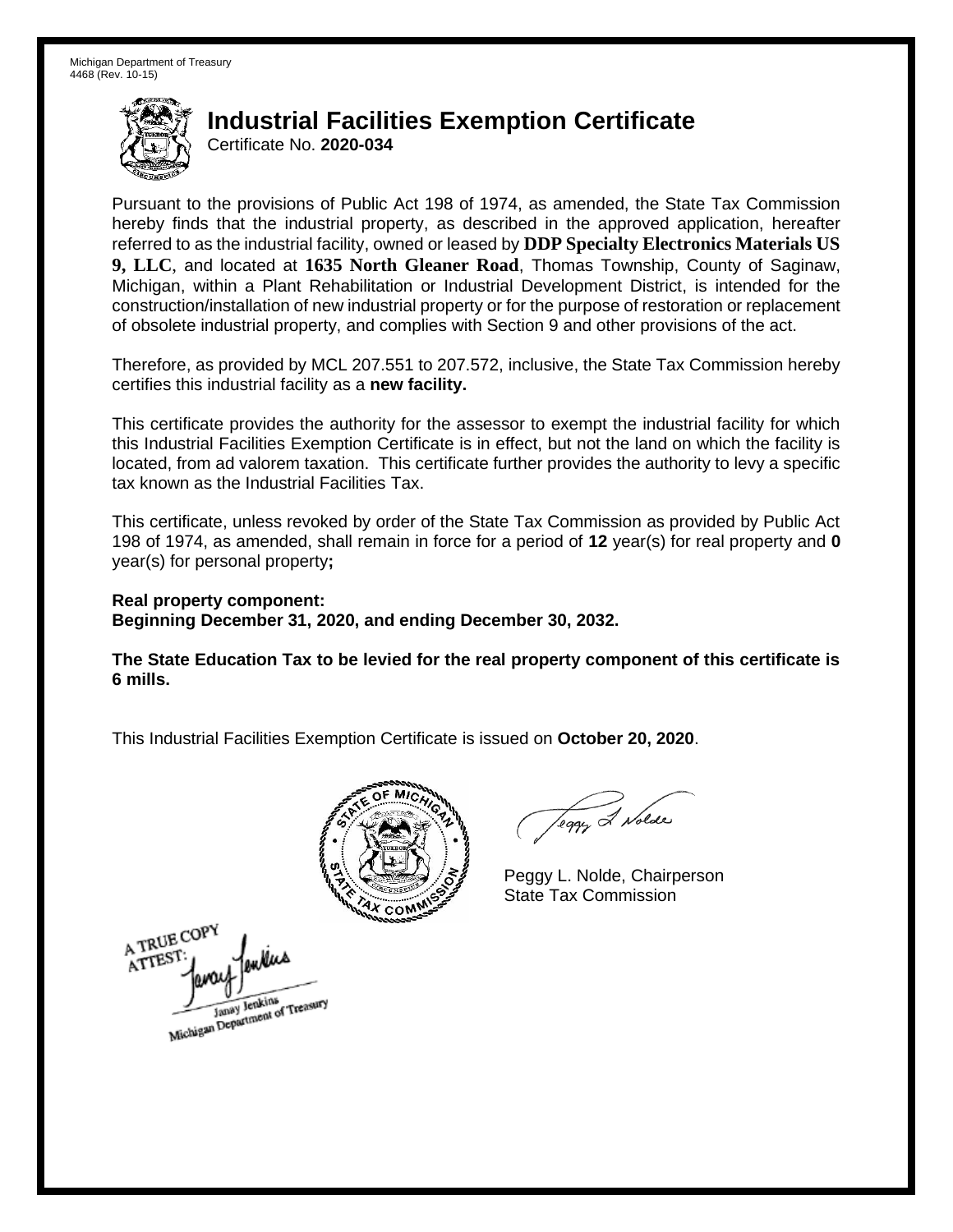Michigan Department of Treasury
4468 (Rev. 10-15)

# Industrial Facilities Exemption Certificate

Certificate No. **2020-034**

Pursuant to the provisions of Public Act 198 of 1974, as amended, the State Tax Commission hereby finds that the industrial property, as described in the approved application, hereafter referred to as the industrial facility, owned or leased by **DDP Specialty Electronics Materials US 9, LLC**, and located at **1635 North Gleaner Road**, Thomas Township, County of Saginaw, Michigan, within a Plant Rehabilitation or Industrial Development District, is intended for the construction/installation of new industrial property or for the purpose of restoration or replacement of obsolete industrial property, and complies with Section 9 and other provisions of the act.

Therefore, as provided by MCL 207.551 to 207.572, inclusive, the State Tax Commission hereby certifies this industrial facility as a **new facility.**

This certificate provides the authority for the assessor to exempt the industrial facility for which this Industrial Facilities Exemption Certificate is in effect, but not the land on which the facility is located, from ad valorem taxation. This certificate further provides the authority to levy a specific tax known as the Industrial Facilities Tax.

This certificate, unless revoked by order of the State Tax Commission as provided by Public Act 198 of 1974, as amended, shall remain in force for a period of **12** year(s) for real property and **0** year(s) for personal property**;**

**Real property component:**
**Beginning December 31, 2020, and ending December 30, 2032.**

**The State Education Tax to be levied for the real property component of this certificate is 6 mills.**

This Industrial Facilities Exemption Certificate is issued on **October 20, 2020**.

Peggy L. Nolde, Chairperson
State Tax Commission

A TRUE COPY
ATTEST:
Janay Jenkins
Michigan Department of Treasury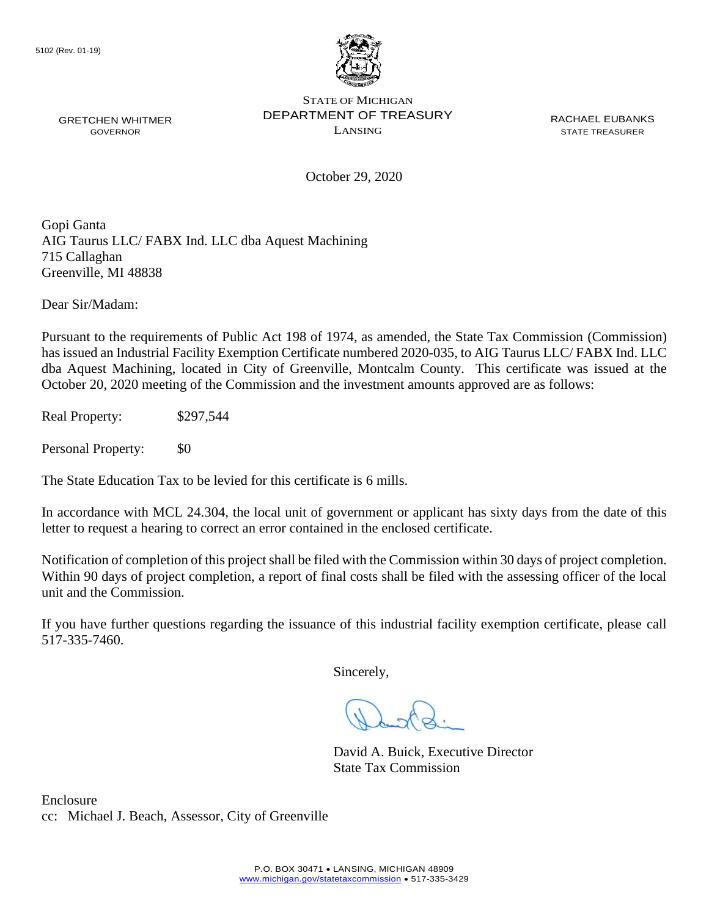5102 (Rev. 01-19)

STATE OF MICHIGAN
DEPARTMENT OF TREASURY
LANSING

GRETCHEN WHITMER
GOVERNOR

RACHAEL EUBANKS
STATE TREASURER

October 29, 2020

Gopi Ganta
AIG Taurus LLC/ FABX Ind. LLC dba Aquest Machining
715 Callaghan
Greenville, MI 48838

Dear Sir/Madam:

Pursuant to the requirements of Public Act 198 of 1974, as amended, the State Tax Commission (Commission) has issued an Industrial Facility Exemption Certificate numbered 2020-035, to AIG Taurus LLC/ FABX Ind. LLC dba Aquest Machining, located in City of Greenville, Montcalm County. This certificate was issued at the October 20, 2020 meeting of the Commission and the investment amounts approved are as follows:

Real Property: $297,544

Personal Property: $0

The State Education Tax to be levied for this certificate is 6 mills.

In accordance with MCL 24.304, the local unit of government or applicant has sixty days from the date of this letter to request a hearing to correct an error contained in the enclosed certificate.

Notification of completion of this project shall be filed with the Commission within 30 days of project completion. Within 90 days of project completion, a report of final costs shall be filed with the assessing officer of the local unit and the Commission.

If you have further questions regarding the issuance of this industrial facility exemption certificate, please call 517-335-7460.

Sincerely,

David A. Buick, Executive Director
State Tax Commission

Enclosure
cc: Michael J. Beach, Assessor, City of Greenville

P.O. BOX 30471 • LANSING, MICHIGAN 48909
www.michigan.gov/statetaxcommission • 517-335-3429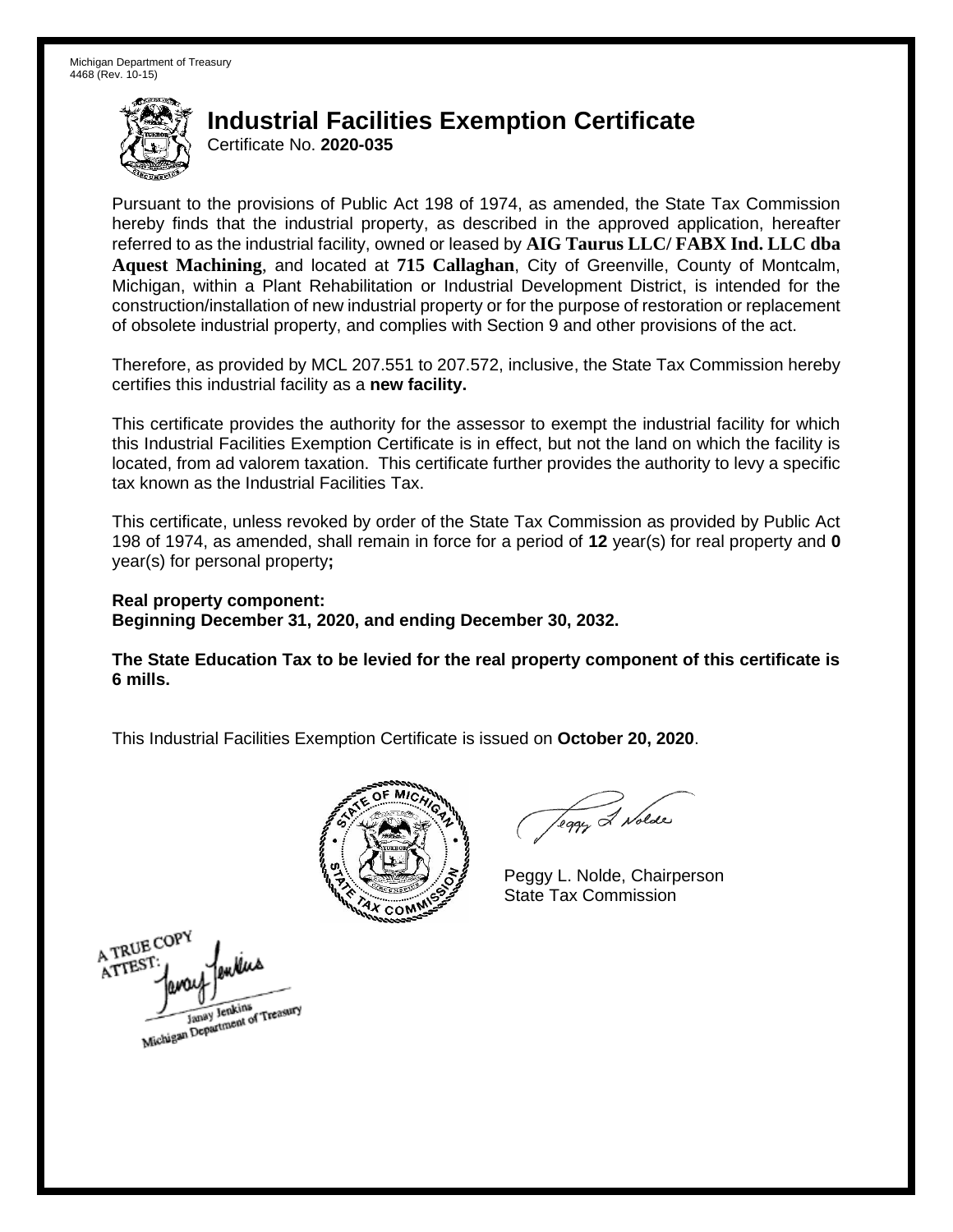Michigan Department of Treasury
4468 (Rev. 10-15)

# Industrial Facilities Exemption Certificate

Certificate No. **2020-035**

Pursuant to the provisions of Public Act 198 of 1974, as amended, the State Tax Commission hereby finds that the industrial property, as described in the approved application, hereafter referred to as the industrial facility, owned or leased by **AIG Taurus LLC/ FABX Ind. LLC dba Aquest Machining**, and located at **715 Callaghan**, City of Greenville, County of Montcalm, Michigan, within a Plant Rehabilitation or Industrial Development District, is intended for the construction/installation of new industrial property or for the purpose of restoration or replacement of obsolete industrial property, and complies with Section 9 and other provisions of the act.

Therefore, as provided by MCL 207.551 to 207.572, inclusive, the State Tax Commission hereby certifies this industrial facility as a **new facility.**

This certificate provides the authority for the assessor to exempt the industrial facility for which this Industrial Facilities Exemption Certificate is in effect, but not the land on which the facility is located, from ad valorem taxation. This certificate further provides the authority to levy a specific tax known as the Industrial Facilities Tax.

This certificate, unless revoked by order of the State Tax Commission as provided by Public Act 198 of 1974, as amended, shall remain in force for a period of **12** year(s) for real property and **0** year(s) for personal property**;**

**Real property component:**
**Beginning December 31, 2020, and ending December 30, 2032.**

**The State Education Tax to be levied for the real property component of this certificate is 6 mills.**

This Industrial Facilities Exemption Certificate is issued on **October 20, 2020**.

Peggy L. Nolde, Chairperson
State Tax Commission

A TRUE COPY
ATTEST:
Janay Jenkins
Michigan Department of Treasury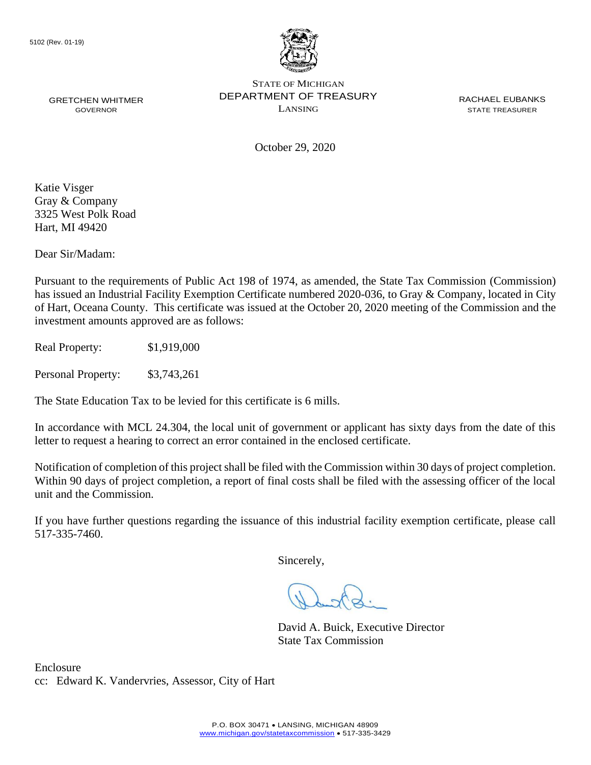5102 (Rev. 01-19)

STATE OF MICHIGAN
DEPARTMENT OF TREASURY
LANSING

GRETCHEN WHITMER
GOVERNOR

RACHAEL EUBANKS
STATE TREASURER

October 29, 2020

Katie Visger
Gray & Company
3325 West Polk Road
Hart, MI 49420

Dear Sir/Madam:

Pursuant to the requirements of Public Act 198 of 1974, as amended, the State Tax Commission (Commission) has issued an Industrial Facility Exemption Certificate numbered 2020-036, to Gray & Company, located in City of Hart, Oceana County. This certificate was issued at the October 20, 2020 meeting of the Commission and the investment amounts approved are as follows:

Real Property: $1,919,000

Personal Property: $3,743,261

The State Education Tax to be levied for this certificate is 6 mills.

In accordance with MCL 24.304, the local unit of government or applicant has sixty days from the date of this letter to request a hearing to correct an error contained in the enclosed certificate.

Notification of completion of this project shall be filed with the Commission within 30 days of project completion. Within 90 days of project completion, a report of final costs shall be filed with the assessing officer of the local unit and the Commission.

If you have further questions regarding the issuance of this industrial facility exemption certificate, please call 517-335-7460.

Sincerely,

David A. Buick, Executive Director
State Tax Commission

Enclosure
cc: Edward K. Vandervries, Assessor, City of Hart

P.O. BOX 30471 • LANSING, MICHIGAN 48909
www.michigan.gov/statetaxcommission • 517-335-3429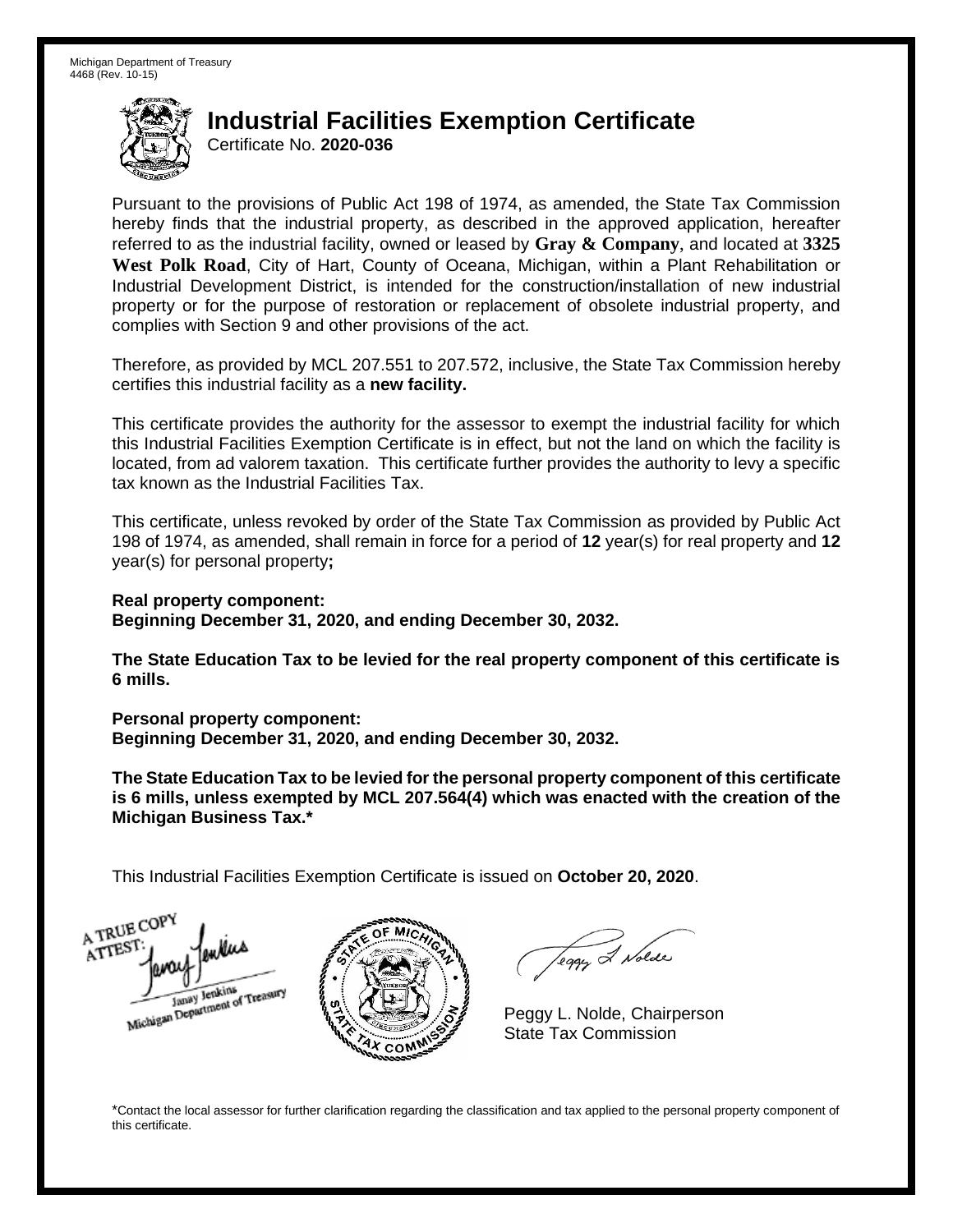Michigan Department of Treasury
4468 (Rev. 10-15)

# Industrial Facilities Exemption Certificate

Certificate No. **2020-036**

Pursuant to the provisions of Public Act 198 of 1974, as amended, the State Tax Commission hereby finds that the industrial property, as described in the approved application, hereafter referred to as the industrial facility, owned or leased by **Gray & Company**, and located at **3325 West Polk Road**, City of Hart, County of Oceana, Michigan, within a Plant Rehabilitation or Industrial Development District, is intended for the construction/installation of new industrial property or for the purpose of restoration or replacement of obsolete industrial property, and complies with Section 9 and other provisions of the act.

Therefore, as provided by MCL 207.551 to 207.572, inclusive, the State Tax Commission hereby certifies this industrial facility as a **new facility.**

This certificate provides the authority for the assessor to exempt the industrial facility for which this Industrial Facilities Exemption Certificate is in effect, but not the land on which the facility is located, from ad valorem taxation. This certificate further provides the authority to levy a specific tax known as the Industrial Facilities Tax.

This certificate, unless revoked by order of the State Tax Commission as provided by Public Act 198 of 1974, as amended, shall remain in force for a period of **12** year(s) for real property and **12** year(s) for personal property**;**

**Real property component:**
**Beginning December 31, 2020, and ending December 30, 2032.**

**The State Education Tax to be levied for the real property component of this certificate is 6 mills.**

**Personal property component:**
**Beginning December 31, 2020, and ending December 30, 2032.**

**The State Education Tax to be levied for the personal property component of this certificate is 6 mills, unless exempted by MCL 207.564(4) which was enacted with the creation of the Michigan Business Tax.***

This Industrial Facilities Exemption Certificate is issued on **October 20, 2020**.

A TRUE COPY
ATTEST:
Janay Jenkins
Michigan Department of Treasury

Peggy L. Nolde, Chairperson
State Tax Commission

*Contact the local assessor for further clarification regarding the classification and tax applied to the personal property component of this certificate.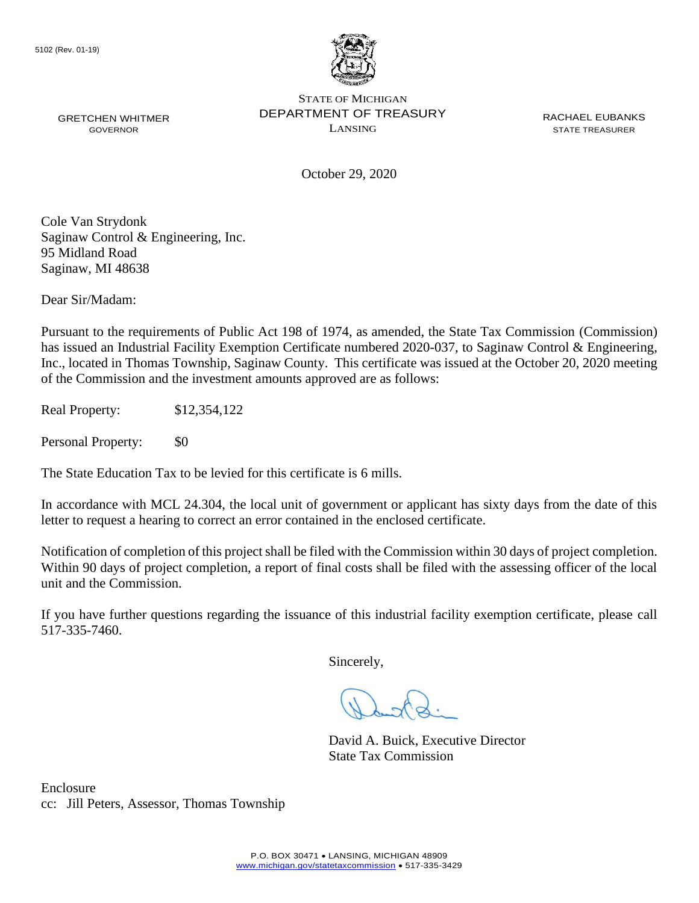5102 (Rev. 01-19)

STATE OF MICHIGAN
DEPARTMENT OF TREASURY
LANSING

GRETCHEN WHITMER
GOVERNOR

RACHAEL EUBANKS
STATE TREASURER

October 29, 2020

Cole Van Strydonk
Saginaw Control & Engineering, Inc.
95 Midland Road
Saginaw, MI 48638

Dear Sir/Madam:

Pursuant to the requirements of Public Act 198 of 1974, as amended, the State Tax Commission (Commission) has issued an Industrial Facility Exemption Certificate numbered 2020-037, to Saginaw Control & Engineering, Inc., located in Thomas Township, Saginaw County. This certificate was issued at the October 20, 2020 meeting of the Commission and the investment amounts approved are as follows:

Real Property: $12,354,122

Personal Property: $0

The State Education Tax to be levied for this certificate is 6 mills.

In accordance with MCL 24.304, the local unit of government or applicant has sixty days from the date of this letter to request a hearing to correct an error contained in the enclosed certificate.

Notification of completion of this project shall be filed with the Commission within 30 days of project completion. Within 90 days of project completion, a report of final costs shall be filed with the assessing officer of the local unit and the Commission.

If you have further questions regarding the issuance of this industrial facility exemption certificate, please call 517-335-7460.

Sincerely,

David A. Buick, Executive Director
State Tax Commission

Enclosure
cc: Jill Peters, Assessor, Thomas Township

P.O. BOX 30471 • LANSING, MICHIGAN 48909
www.michigan.gov/statetaxcommission • 517-335-3429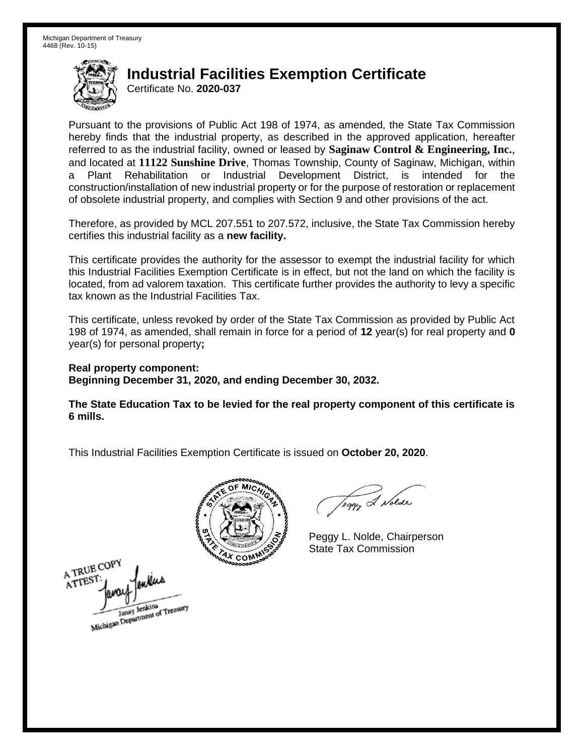Michigan Department of Treasury
4468 (Rev. 10-15)

# Industrial Facilities Exemption Certificate

Certificate No. **2020-037**

Pursuant to the provisions of Public Act 198 of 1974, as amended, the State Tax Commission hereby finds that the industrial property, as described in the approved application, hereafter referred to as the industrial facility, owned or leased by **Saginaw Control & Engineering, Inc.**, and located at **11122 Sunshine Drive**, Thomas Township, County of Saginaw, Michigan, within a Plant Rehabilitation or Industrial Development District, is intended for the construction/installation of new industrial property or for the purpose of restoration or replacement of obsolete industrial property, and complies with Section 9 and other provisions of the act.

Therefore, as provided by MCL 207.551 to 207.572, inclusive, the State Tax Commission hereby certifies this industrial facility as a **new facility.**

This certificate provides the authority for the assessor to exempt the industrial facility for which this Industrial Facilities Exemption Certificate is in effect, but not the land on which the facility is located, from ad valorem taxation. This certificate further provides the authority to levy a specific tax known as the Industrial Facilities Tax.

This certificate, unless revoked by order of the State Tax Commission as provided by Public Act 198 of 1974, as amended, shall remain in force for a period of **12** year(s) for real property and **0** year(s) for personal property**;**

**Real property component:**
**Beginning December 31, 2020, and ending December 30, 2032.**

**The State Education Tax to be levied for the real property component of this certificate is 6 mills.**

This Industrial Facilities Exemption Certificate is issued on **October 20, 2020**.

Peggy L. Nolde, Chairperson
State Tax Commission

A TRUE COPY
ATTEST:
Janay Jenkins
Michigan Department of Treasury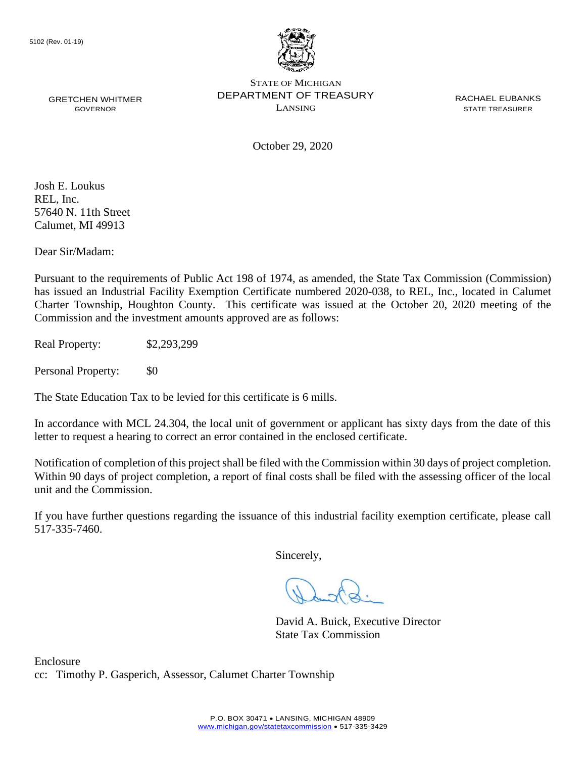5102 (Rev. 01-19)

STATE OF MICHIGAN
DEPARTMENT OF TREASURY
LANSING

GRETCHEN WHITMER
GOVERNOR

RACHAEL EUBANKS
STATE TREASURER

October 29, 2020

Josh E. Loukus
REL, Inc.
57640 N. 11th Street
Calumet, MI 49913

Dear Sir/Madam:

Pursuant to the requirements of Public Act 198 of 1974, as amended, the State Tax Commission (Commission) has issued an Industrial Facility Exemption Certificate numbered 2020-038, to REL, Inc., located in Calumet Charter Township, Houghton County. This certificate was issued at the October 20, 2020 meeting of the Commission and the investment amounts approved are as follows:

Real Property: $2,293,299

Personal Property: $0

The State Education Tax to be levied for this certificate is 6 mills.

In accordance with MCL 24.304, the local unit of government or applicant has sixty days from the date of this letter to request a hearing to correct an error contained in the enclosed certificate.

Notification of completion of this project shall be filed with the Commission within 30 days of project completion. Within 90 days of project completion, a report of final costs shall be filed with the assessing officer of the local unit and the Commission.

If you have further questions regarding the issuance of this industrial facility exemption certificate, please call 517-335-7460.

Sincerely,

David A. Buick, Executive Director
State Tax Commission

Enclosure
cc: Timothy P. Gasperich, Assessor, Calumet Charter Township

P.O. BOX 30471 • LANSING, MICHIGAN 48909
www.michigan.gov/statetaxcommission • 517-335-3429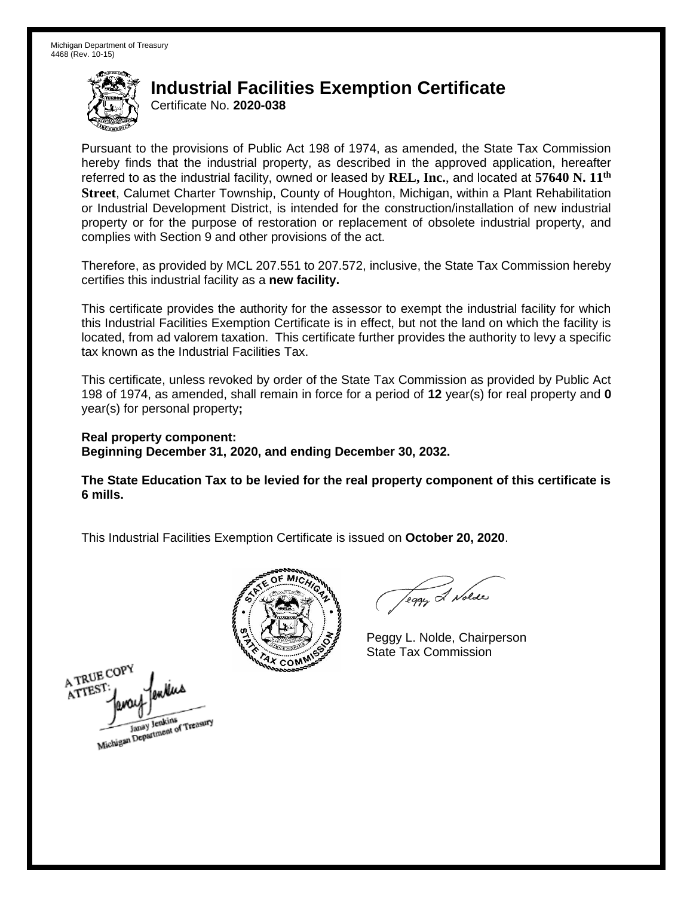Michigan Department of Treasury
4468 (Rev. 10-15)

# Industrial Facilities Exemption Certificate

Certificate No. **2020-038**

Pursuant to the provisions of Public Act 198 of 1974, as amended, the State Tax Commission hereby finds that the industrial property, as described in the approved application, hereafter referred to as the industrial facility, owned or leased by **REL, Inc.**, and located at **57640 N. 11th Street**, Calumet Charter Township, County of Houghton, Michigan, within a Plant Rehabilitation or Industrial Development District, is intended for the construction/installation of new industrial property or for the purpose of restoration or replacement of obsolete industrial property, and complies with Section 9 and other provisions of the act.

Therefore, as provided by MCL 207.551 to 207.572, inclusive, the State Tax Commission hereby certifies this industrial facility as a **new facility.**

This certificate provides the authority for the assessor to exempt the industrial facility for which this Industrial Facilities Exemption Certificate is in effect, but not the land on which the facility is located, from ad valorem taxation. This certificate further provides the authority to levy a specific tax known as the Industrial Facilities Tax.

This certificate, unless revoked by order of the State Tax Commission as provided by Public Act 198 of 1974, as amended, shall remain in force for a period of **12** year(s) for real property and **0** year(s) for personal property**;**

**Real property component:**
**Beginning December 31, 2020, and ending December 30, 2032.**

**The State Education Tax to be levied for the real property component of this certificate is 6 mills.**

This Industrial Facilities Exemption Certificate is issued on **October 20, 2020**.

Peggy L. Nolde, Chairperson
State Tax Commission

A TRUE COPY
ATTEST:
Janay Jenkins
Michigan Department of Treasury